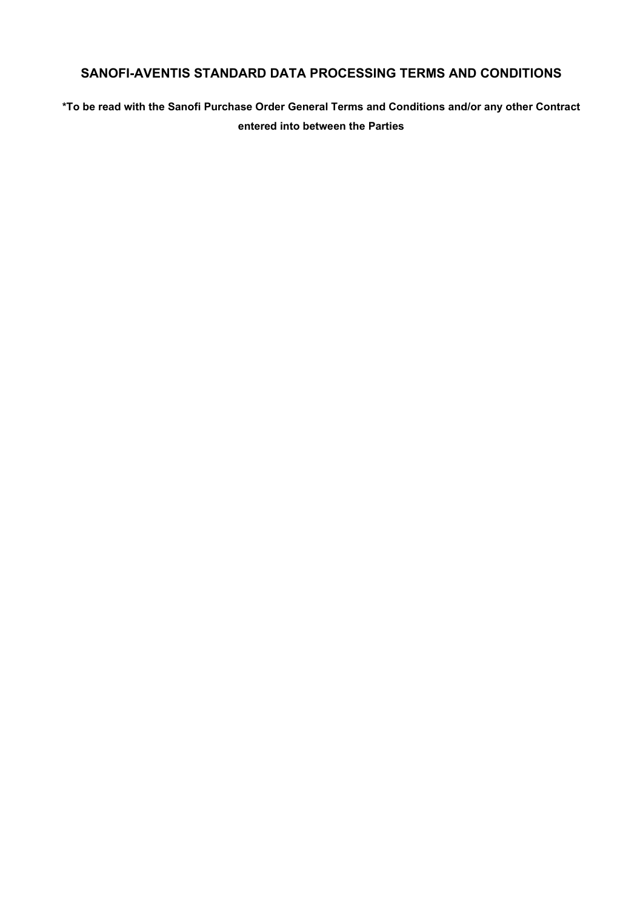# SANOFI-AVENTIS STANDARD DATA PROCESSING TERMS AND CONDITIONS

**\*To be read with the Sanofi Purchase Order General Terms and Conditions and/or any other Contract entered into between the Parties**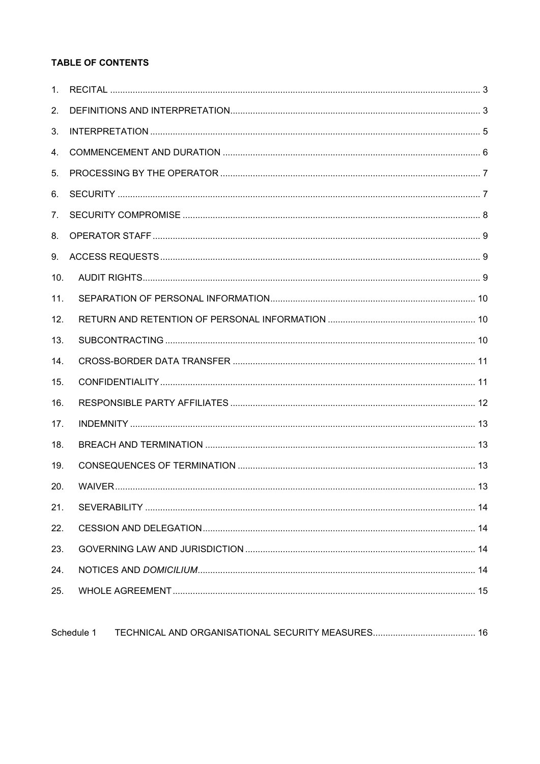**TABLE OF CONTENTS**

| | | |
|---|---|---|
| 1. | RECITAL | 3 |
| 2. | DEFINITIONS AND INTERPRETATION | 3 |
| 3. | INTERPRETATION | 5 |
| 4. | COMMENCEMENT AND DURATION | 6 |
| 5. | PROCESSING BY THE OPERATOR | 7 |
| 6. | SECURITY | 7 |
| 7. | SECURITY COMPROMISE | 8 |
| 8. | OPERATOR STAFF | 9 |
| 9. | ACCESS REQUESTS | 9 |
| 10. | AUDIT RIGHTS | 9 |
| 11. | SEPARATION OF PERSONAL INFORMATION | 10 |
| 12. | RETURN AND RETENTION OF PERSONAL INFORMATION | 10 |
| 13. | SUBCONTRACTING | 10 |
| 14. | CROSS-BORDER DATA TRANSFER | 11 |
| 15. | CONFIDENTIALITY | 11 |
| 16. | RESPONSIBLE PARTY AFFILIATES | 12 |
| 17. | INDEMNITY | 13 |
| 18. | BREACH AND TERMINATION | 13 |
| 19. | CONSEQUENCES OF TERMINATION | 13 |
| 20. | WAIVER | 13 |
| 21. | SEVERABILITY | 14 |
| 22. | CESSION AND DELEGATION | 14 |
| 23. | GOVERNING LAW AND JURISDICTION | 14 |
| 24. | NOTICES AND *DOMICILIUM* | 14 |
| 25. | WHOLE AGREEMENT | 15 |
| Schedule 1 | TECHNICAL AND ORGANISATIONAL SECURITY MEASURES | 16 |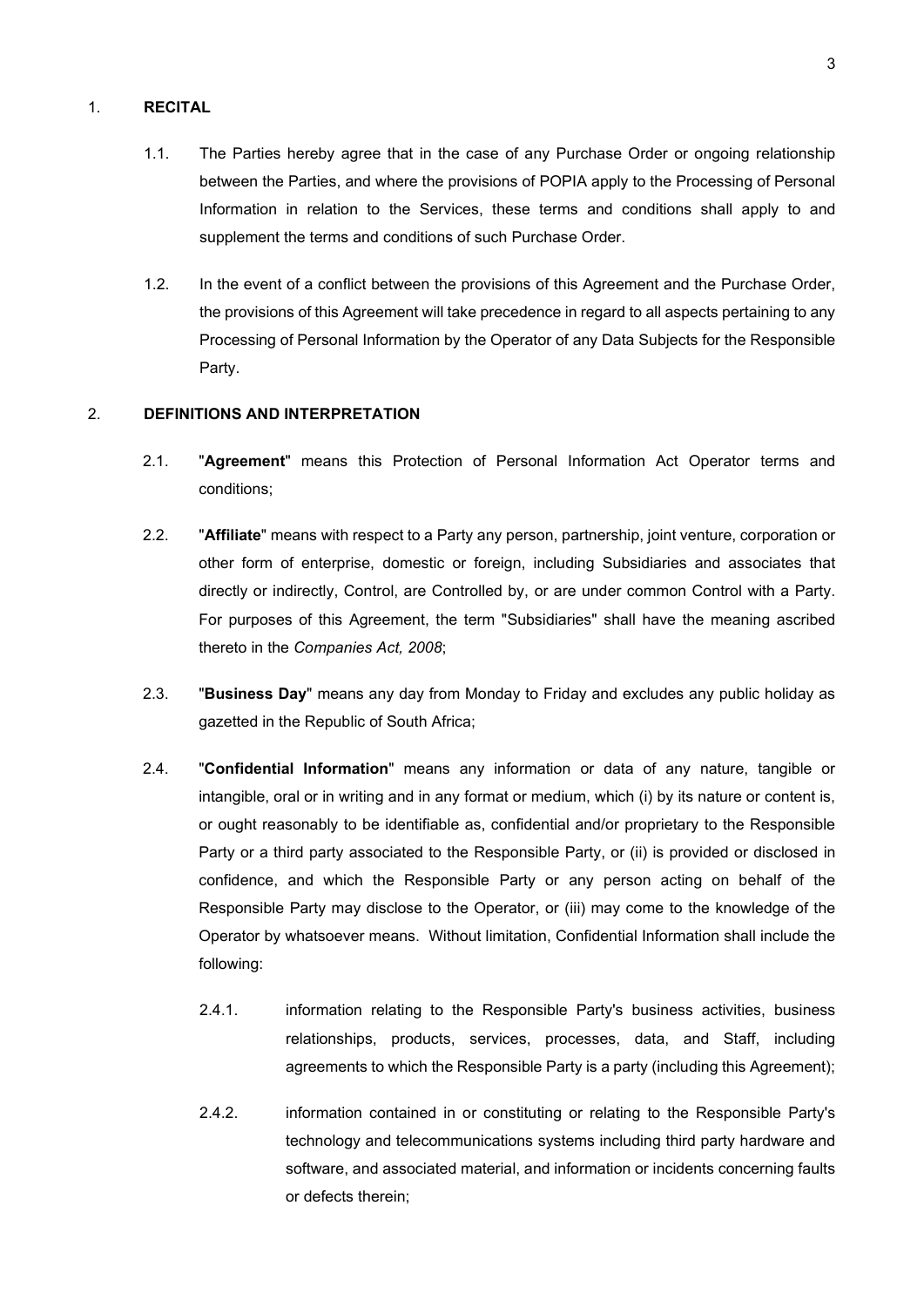1. **RECITAL**

1.1. The Parties hereby agree that in the case of any Purchase Order or ongoing relationship between the Parties, and where the provisions of POPIA apply to the Processing of Personal Information in relation to the Services, these terms and conditions shall apply to and supplement the terms and conditions of such Purchase Order.

1.2. In the event of a conflict between the provisions of this Agreement and the Purchase Order, the provisions of this Agreement will take precedence in regard to all aspects pertaining to any Processing of Personal Information by the Operator of any Data Subjects for the Responsible Party.

2. **DEFINITIONS AND INTERPRETATION**

2.1. "**Agreement**" means this Protection of Personal Information Act Operator terms and conditions;

2.2. "**Affiliate**" means with respect to a Party any person, partnership, joint venture, corporation or other form of enterprise, domestic or foreign, including Subsidiaries and associates that directly or indirectly, Control, are Controlled by, or are under common Control with a Party. For purposes of this Agreement, the term "Subsidiaries" shall have the meaning ascribed thereto in the *Companies Act, 2008*;

2.3. "**Business Day**" means any day from Monday to Friday and excludes any public holiday as gazetted in the Republic of South Africa;

2.4. "**Confidential Information**" means any information or data of any nature, tangible or intangible, oral or in writing and in any format or medium, which (i) by its nature or content is, or ought reasonably to be identifiable as, confidential and/or proprietary to the Responsible Party or a third party associated to the Responsible Party, or (ii) is provided or disclosed in confidence, and which the Responsible Party or any person acting on behalf of the Responsible Party may disclose to the Operator, or (iii) may come to the knowledge of the Operator by whatsoever means. Without limitation, Confidential Information shall include the following:

2.4.1. information relating to the Responsible Party's business activities, business relationships, products, services, processes, data, and Staff, including agreements to which the Responsible Party is a party (including this Agreement);

2.4.2. information contained in or constituting or relating to the Responsible Party's technology and telecommunications systems including third party hardware and software, and associated material, and information or incidents concerning faults or defects therein;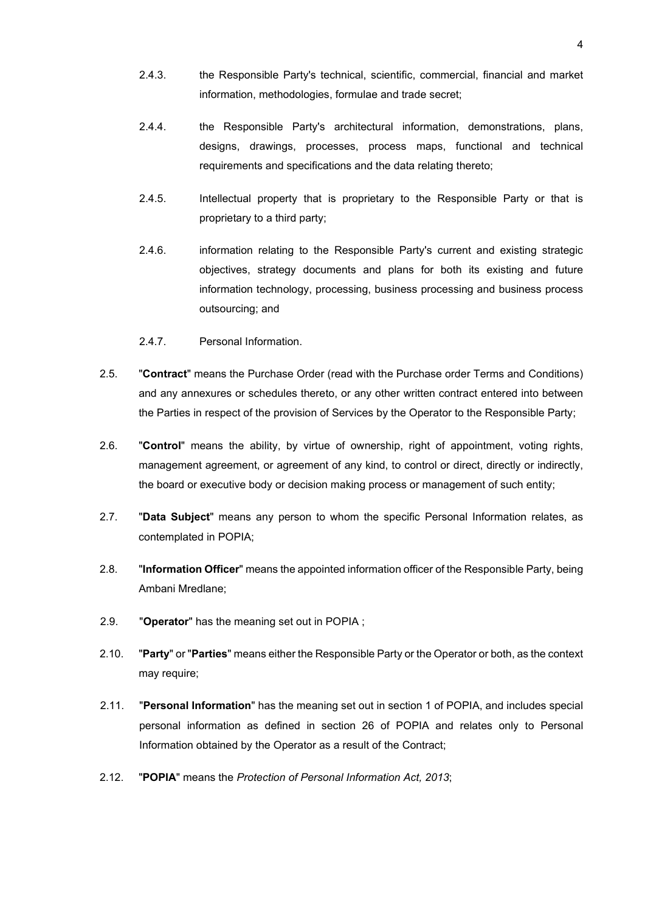2.4.3. the Responsible Party's technical, scientific, commercial, financial and market information, methodologies, formulae and trade secret;

2.4.4. the Responsible Party's architectural information, demonstrations, plans, designs, drawings, processes, process maps, functional and technical requirements and specifications and the data relating thereto;

2.4.5. Intellectual property that is proprietary to the Responsible Party or that is proprietary to a third party;

2.4.6. information relating to the Responsible Party's current and existing strategic objectives, strategy documents and plans for both its existing and future information technology, processing, business processing and business process outsourcing; and

2.4.7. Personal Information.

2.5. "**Contract**" means the Purchase Order (read with the Purchase order Terms and Conditions) and any annexures or schedules thereto, or any other written contract entered into between the Parties in respect of the provision of Services by the Operator to the Responsible Party;

2.6. "**Control**" means the ability, by virtue of ownership, right of appointment, voting rights, management agreement, or agreement of any kind, to control or direct, directly or indirectly, the board or executive body or decision making process or management of such entity;

2.7. "**Data Subject**" means any person to whom the specific Personal Information relates, as contemplated in POPIA;

2.8. "**Information Officer**" means the appointed information officer of the Responsible Party, being Ambani Mredlane;

2.9. "**Operator**" has the meaning set out in POPIA ;

2.10. "**Party**" or "**Parties**" means either the Responsible Party or the Operator or both, as the context may require;

2.11. "**Personal Information**" has the meaning set out in section 1 of POPIA, and includes special personal information as defined in section 26 of POPIA and relates only to Personal Information obtained by the Operator as a result of the Contract;

2.12. "**POPIA**" means the *Protection of Personal Information Act, 2013*;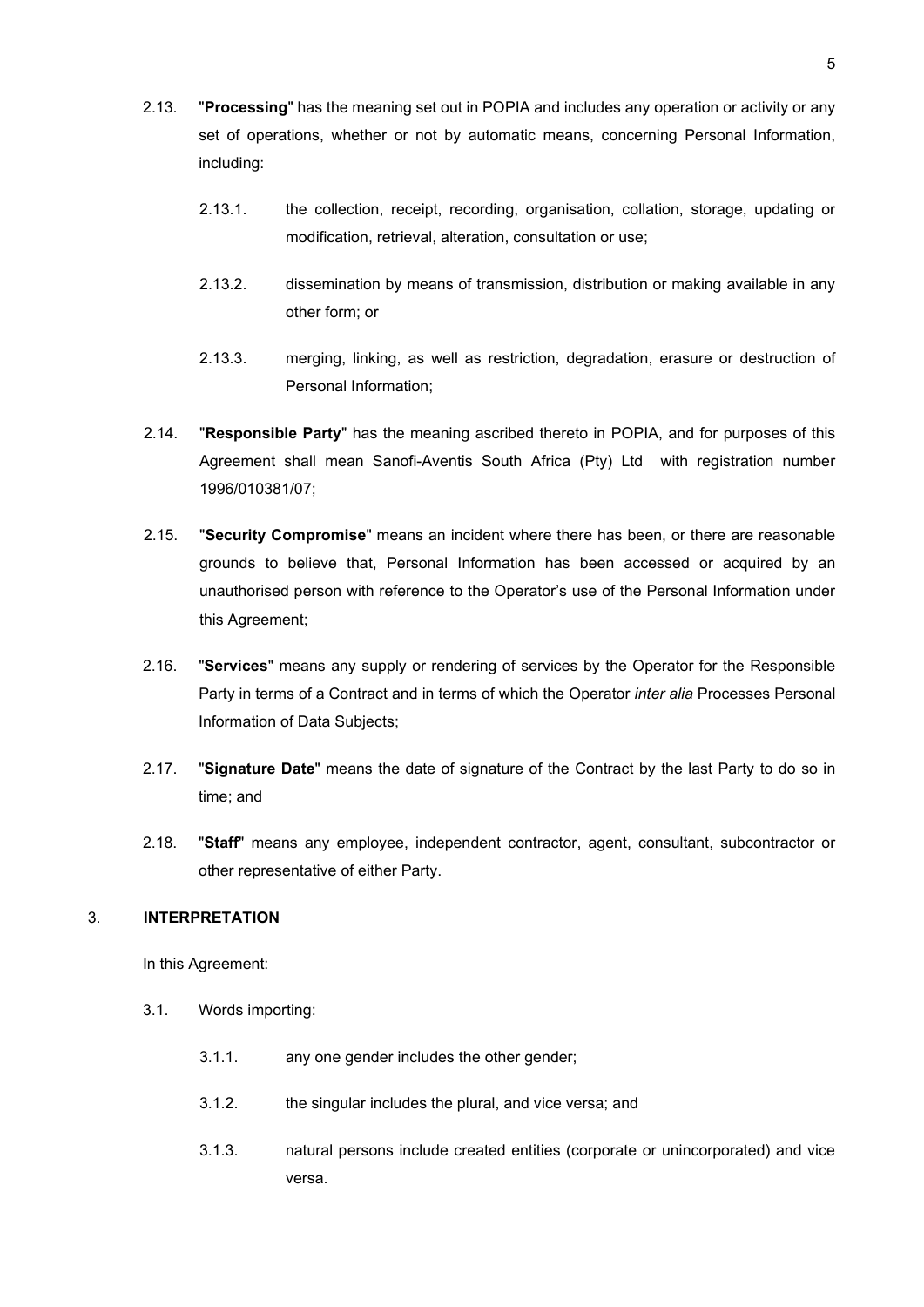2.13. "**Processing**" has the meaning set out in POPIA and includes any operation or activity or any set of operations, whether or not by automatic means, concerning Personal Information, including:

2.13.1. the collection, receipt, recording, organisation, collation, storage, updating or modification, retrieval, alteration, consultation or use;

2.13.2. dissemination by means of transmission, distribution or making available in any other form; or

2.13.3. merging, linking, as well as restriction, degradation, erasure or destruction of Personal Information;

2.14. "**Responsible Party**" has the meaning ascribed thereto in POPIA, and for purposes of this Agreement shall mean Sanofi-Aventis South Africa (Pty) Ltd with registration number 1996/010381/07;

2.15. "**Security Compromise**" means an incident where there has been, or there are reasonable grounds to believe that, Personal Information has been accessed or acquired by an unauthorised person with reference to the Operator's use of the Personal Information under this Agreement;

2.16. "**Services**" means any supply or rendering of services by the Operator for the Responsible Party in terms of a Contract and in terms of which the Operator *inter alia* Processes Personal Information of Data Subjects;

2.17. "**Signature Date**" means the date of signature of the Contract by the last Party to do so in time; and

2.18. "**Staff**" means any employee, independent contractor, agent, consultant, subcontractor or other representative of either Party.

3. **INTERPRETATION**

In this Agreement:

3.1. Words importing:

3.1.1. any one gender includes the other gender;

3.1.2. the singular includes the plural, and vice versa; and

3.1.3. natural persons include created entities (corporate or unincorporated) and vice versa.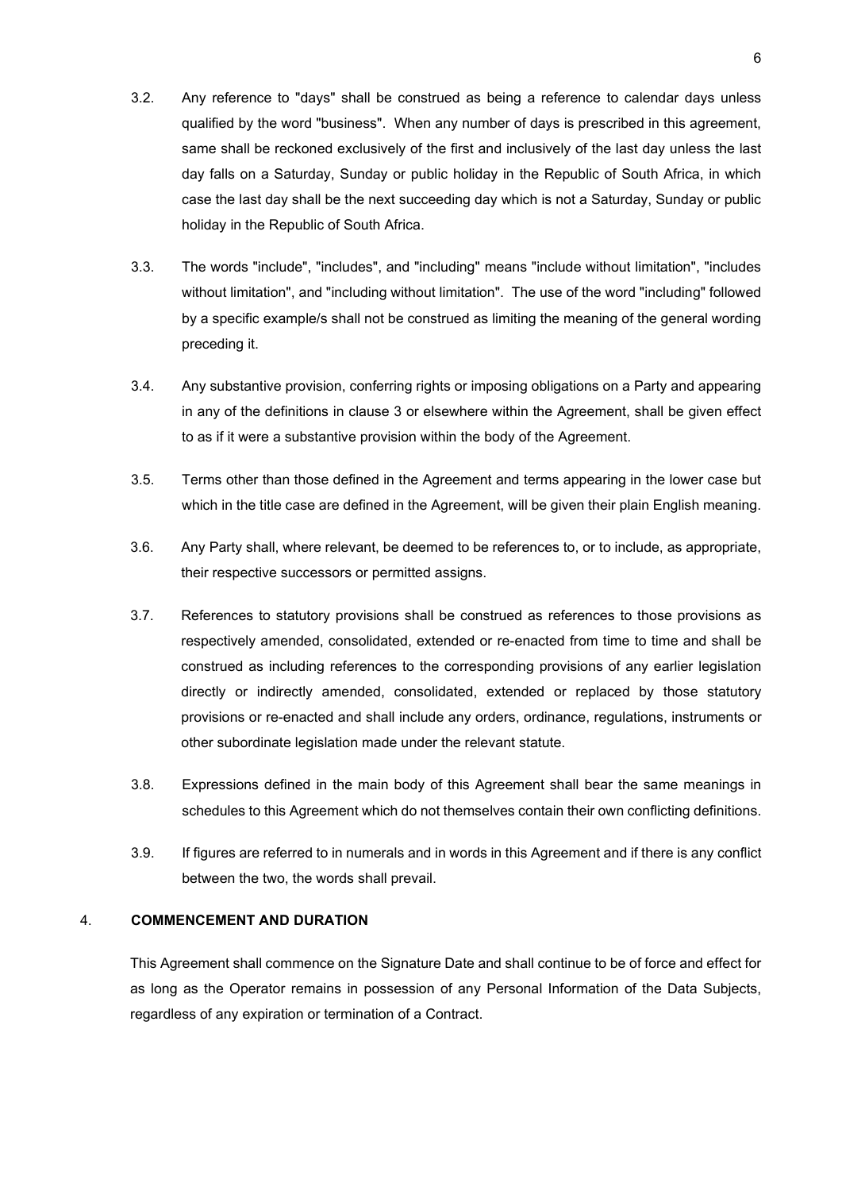3.2. Any reference to "days" shall be construed as being a reference to calendar days unless qualified by the word "business". When any number of days is prescribed in this agreement, same shall be reckoned exclusively of the first and inclusively of the last day unless the last day falls on a Saturday, Sunday or public holiday in the Republic of South Africa, in which case the last day shall be the next succeeding day which is not a Saturday, Sunday or public holiday in the Republic of South Africa.

3.3. The words "include", "includes", and "including" means "include without limitation", "includes without limitation", and "including without limitation". The use of the word "including" followed by a specific example/s shall not be construed as limiting the meaning of the general wording preceding it.

3.4. Any substantive provision, conferring rights or imposing obligations on a Party and appearing in any of the definitions in clause 3 or elsewhere within the Agreement, shall be given effect to as if it were a substantive provision within the body of the Agreement.

3.5. Terms other than those defined in the Agreement and terms appearing in the lower case but which in the title case are defined in the Agreement, will be given their plain English meaning.

3.6. Any Party shall, where relevant, be deemed to be references to, or to include, as appropriate, their respective successors or permitted assigns.

3.7. References to statutory provisions shall be construed as references to those provisions as respectively amended, consolidated, extended or re-enacted from time to time and shall be construed as including references to the corresponding provisions of any earlier legislation directly or indirectly amended, consolidated, extended or replaced by those statutory provisions or re-enacted and shall include any orders, ordinance, regulations, instruments or other subordinate legislation made under the relevant statute.

3.8. Expressions defined in the main body of this Agreement shall bear the same meanings in schedules to this Agreement which do not themselves contain their own conflicting definitions.

3.9. If figures are referred to in numerals and in words in this Agreement and if there is any conflict between the two, the words shall prevail.

## 4. COMMENCEMENT AND DURATION

This Agreement shall commence on the Signature Date and shall continue to be of force and effect for as long as the Operator remains in possession of any Personal Information of the Data Subjects, regardless of any expiration or termination of a Contract.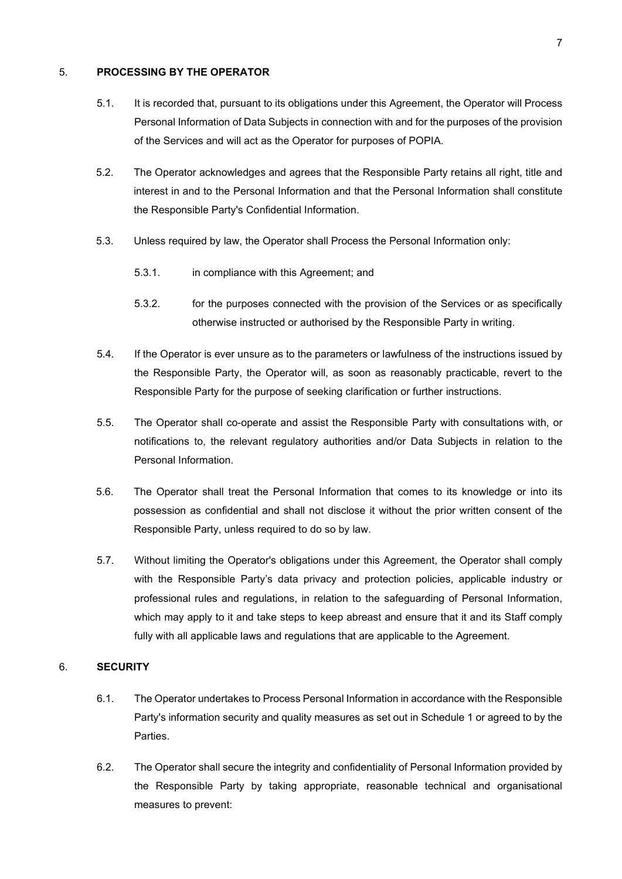## 5. PROCESSING BY THE OPERATOR

5.1. It is recorded that, pursuant to its obligations under this Agreement, the Operator will Process Personal Information of Data Subjects in connection with and for the purposes of the provision of the Services and will act as the Operator for purposes of POPIA.

5.2. The Operator acknowledges and agrees that the Responsible Party retains all right, title and interest in and to the Personal Information and that the Personal Information shall constitute the Responsible Party's Confidential Information.

5.3. Unless required by law, the Operator shall Process the Personal Information only:

5.3.1. in compliance with this Agreement; and

5.3.2. for the purposes connected with the provision of the Services or as specifically otherwise instructed or authorised by the Responsible Party in writing.

5.4. If the Operator is ever unsure as to the parameters or lawfulness of the instructions issued by the Responsible Party, the Operator will, as soon as reasonably practicable, revert to the Responsible Party for the purpose of seeking clarification or further instructions.

5.5. The Operator shall co-operate and assist the Responsible Party with consultations with, or notifications to, the relevant regulatory authorities and/or Data Subjects in relation to the Personal Information.

5.6. The Operator shall treat the Personal Information that comes to its knowledge or into its possession as confidential and shall not disclose it without the prior written consent of the Responsible Party, unless required to do so by law.

5.7. Without limiting the Operator's obligations under this Agreement, the Operator shall comply with the Responsible Party’s data privacy and protection policies, applicable industry or professional rules and regulations, in relation to the safeguarding of Personal Information, which may apply to it and take steps to keep abreast and ensure that it and its Staff comply fully with all applicable laws and regulations that are applicable to the Agreement.

## 6. SECURITY

6.1. The Operator undertakes to Process Personal Information in accordance with the Responsible Party's information security and quality measures as set out in Schedule 1 or agreed to by the Parties.

6.2. The Operator shall secure the integrity and confidentiality of Personal Information provided by the Responsible Party by taking appropriate, reasonable technical and organisational measures to prevent: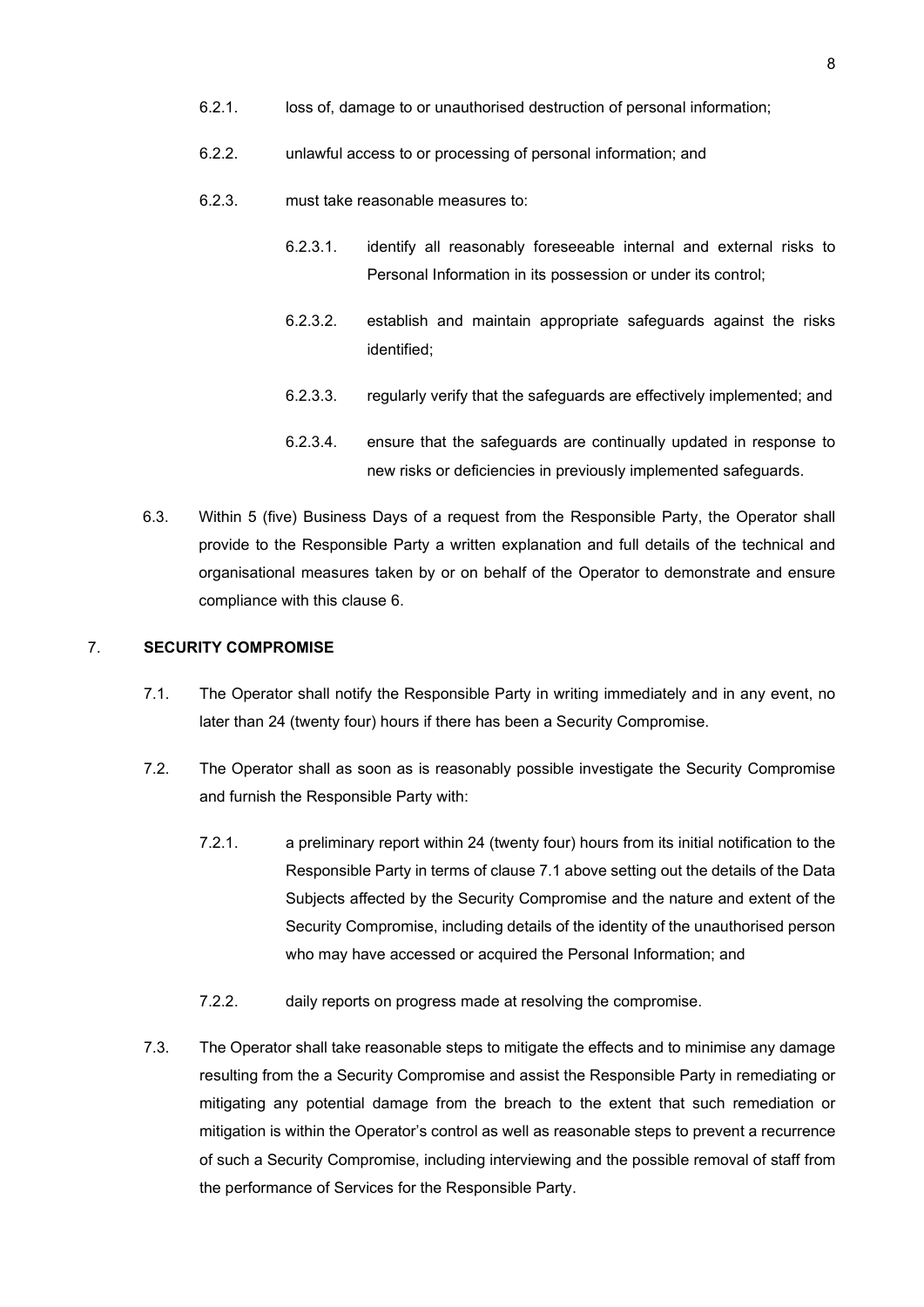6.2.1. loss of, damage to or unauthorised destruction of personal information;

6.2.2. unlawful access to or processing of personal information; and

6.2.3. must take reasonable measures to:

6.2.3.1. identify all reasonably foreseeable internal and external risks to Personal Information in its possession or under its control;

6.2.3.2. establish and maintain appropriate safeguards against the risks identified;

6.2.3.3. regularly verify that the safeguards are effectively implemented; and

6.2.3.4. ensure that the safeguards are continually updated in response to new risks or deficiencies in previously implemented safeguards.

6.3. Within 5 (five) Business Days of a request from the Responsible Party, the Operator shall provide to the Responsible Party a written explanation and full details of the technical and organisational measures taken by or on behalf of the Operator to demonstrate and ensure compliance with this clause 6.

## 7. SECURITY COMPROMISE

7.1. The Operator shall notify the Responsible Party in writing immediately and in any event, no later than 24 (twenty four) hours if there has been a Security Compromise.

7.2. The Operator shall as soon as is reasonably possible investigate the Security Compromise and furnish the Responsible Party with:

7.2.1. a preliminary report within 24 (twenty four) hours from its initial notification to the Responsible Party in terms of clause 7.1 above setting out the details of the Data Subjects affected by the Security Compromise and the nature and extent of the Security Compromise, including details of the identity of the unauthorised person who may have accessed or acquired the Personal Information; and

7.2.2. daily reports on progress made at resolving the compromise.

7.3. The Operator shall take reasonable steps to mitigate the effects and to minimise any damage resulting from the a Security Compromise and assist the Responsible Party in remediating or mitigating any potential damage from the breach to the extent that such remediation or mitigation is within the Operator's control as well as reasonable steps to prevent a recurrence of such a Security Compromise, including interviewing and the possible removal of staff from the performance of Services for the Responsible Party.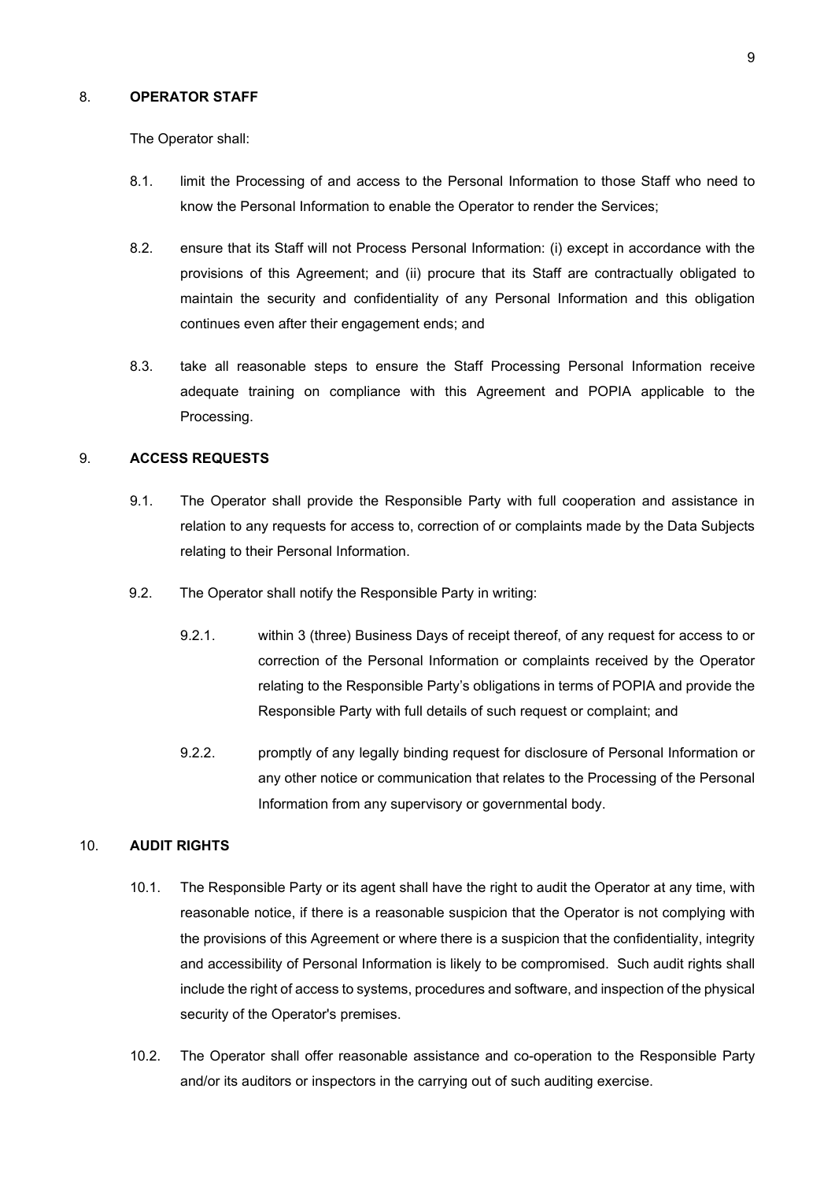## 8. **OPERATOR STAFF**

The Operator shall:

8.1. limit the Processing of and access to the Personal Information to those Staff who need to know the Personal Information to enable the Operator to render the Services;

8.2. ensure that its Staff will not Process Personal Information: (i) except in accordance with the provisions of this Agreement; and (ii) procure that its Staff are contractually obligated to maintain the security and confidentiality of any Personal Information and this obligation continues even after their engagement ends; and

8.3. take all reasonable steps to ensure the Staff Processing Personal Information receive adequate training on compliance with this Agreement and POPIA applicable to the Processing.

## 9. **ACCESS REQUESTS**

9.1. The Operator shall provide the Responsible Party with full cooperation and assistance in relation to any requests for access to, correction of or complaints made by the Data Subjects relating to their Personal Information.

9.2. The Operator shall notify the Responsible Party in writing:

9.2.1. within 3 (three) Business Days of receipt thereof, of any request for access to or correction of the Personal Information or complaints received by the Operator relating to the Responsible Party's obligations in terms of POPIA and provide the Responsible Party with full details of such request or complaint; and

9.2.2. promptly of any legally binding request for disclosure of Personal Information or any other notice or communication that relates to the Processing of the Personal Information from any supervisory or governmental body.

## 10. **AUDIT RIGHTS**

10.1. The Responsible Party or its agent shall have the right to audit the Operator at any time, with reasonable notice, if there is a reasonable suspicion that the Operator is not complying with the provisions of this Agreement or where there is a suspicion that the confidentiality, integrity and accessibility of Personal Information is likely to be compromised. Such audit rights shall include the right of access to systems, procedures and software, and inspection of the physical security of the Operator's premises.

10.2. The Operator shall offer reasonable assistance and co-operation to the Responsible Party and/or its auditors or inspectors in the carrying out of such auditing exercise.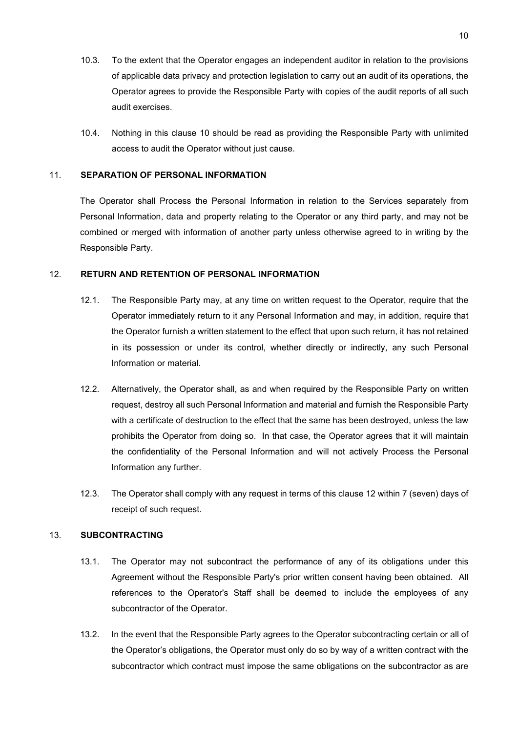10.3. To the extent that the Operator engages an independent auditor in relation to the provisions of applicable data privacy and protection legislation to carry out an audit of its operations, the Operator agrees to provide the Responsible Party with copies of the audit reports of all such audit exercises.

10.4. Nothing in this clause 10 should be read as providing the Responsible Party with unlimited access to audit the Operator without just cause.

## 11. SEPARATION OF PERSONAL INFORMATION

The Operator shall Process the Personal Information in relation to the Services separately from Personal Information, data and property relating to the Operator or any third party, and may not be combined or merged with information of another party unless otherwise agreed to in writing by the Responsible Party.

## 12. RETURN AND RETENTION OF PERSONAL INFORMATION

12.1. The Responsible Party may, at any time on written request to the Operator, require that the Operator immediately return to it any Personal Information and may, in addition, require that the Operator furnish a written statement to the effect that upon such return, it has not retained in its possession or under its control, whether directly or indirectly, any such Personal Information or material.

12.2. Alternatively, the Operator shall, as and when required by the Responsible Party on written request, destroy all such Personal Information and material and furnish the Responsible Party with a certificate of destruction to the effect that the same has been destroyed, unless the law prohibits the Operator from doing so. In that case, the Operator agrees that it will maintain the confidentiality of the Personal Information and will not actively Process the Personal Information any further.

12.3. The Operator shall comply with any request in terms of this clause 12 within 7 (seven) days of receipt of such request.

## 13. SUBCONTRACTING

13.1. The Operator may not subcontract the performance of any of its obligations under this Agreement without the Responsible Party's prior written consent having been obtained. All references to the Operator's Staff shall be deemed to include the employees of any subcontractor of the Operator.

13.2. In the event that the Responsible Party agrees to the Operator subcontracting certain or all of the Operator's obligations, the Operator must only do so by way of a written contract with the subcontractor which contract must impose the same obligations on the subcontractor as are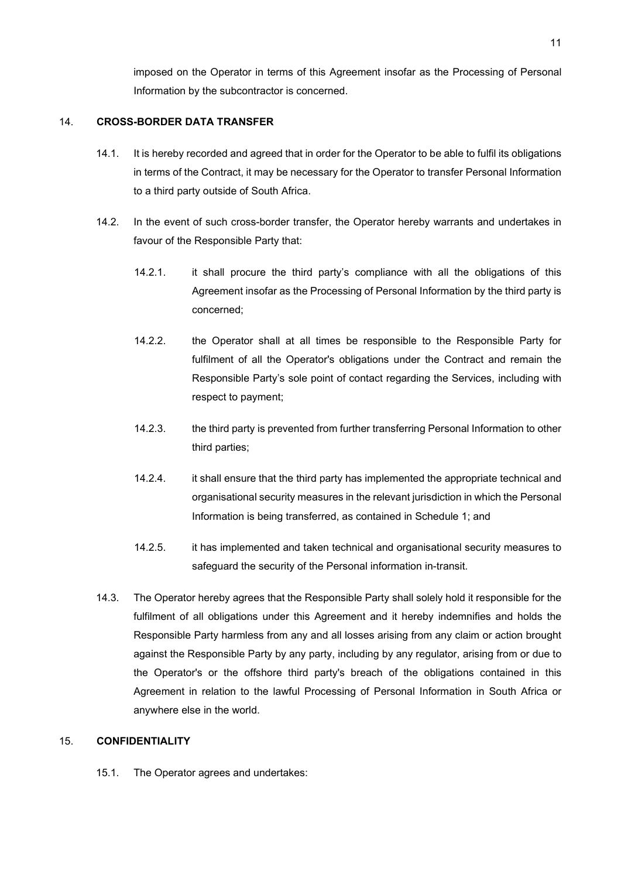imposed on the Operator in terms of this Agreement insofar as the Processing of Personal Information by the subcontractor is concerned.

14. **CROSS-BORDER DATA TRANSFER**

14.1. It is hereby recorded and agreed that in order for the Operator to be able to fulfil its obligations in terms of the Contract, it may be necessary for the Operator to transfer Personal Information to a third party outside of South Africa.

14.2. In the event of such cross-border transfer, the Operator hereby warrants and undertakes in favour of the Responsible Party that:

14.2.1. it shall procure the third party's compliance with all the obligations of this Agreement insofar as the Processing of Personal Information by the third party is concerned;

14.2.2. the Operator shall at all times be responsible to the Responsible Party for fulfilment of all the Operator's obligations under the Contract and remain the Responsible Party's sole point of contact regarding the Services, including with respect to payment;

14.2.3. the third party is prevented from further transferring Personal Information to other third parties;

14.2.4. it shall ensure that the third party has implemented the appropriate technical and organisational security measures in the relevant jurisdiction in which the Personal Information is being transferred, as contained in Schedule 1; and

14.2.5. it has implemented and taken technical and organisational security measures to safeguard the security of the Personal information in-transit.

14.3. The Operator hereby agrees that the Responsible Party shall solely hold it responsible for the fulfilment of all obligations under this Agreement and it hereby indemnifies and holds the Responsible Party harmless from any and all losses arising from any claim or action brought against the Responsible Party by any party, including by any regulator, arising from or due to the Operator's or the offshore third party's breach of the obligations contained in this Agreement in relation to the lawful Processing of Personal Information in South Africa or anywhere else in the world.

15. **CONFIDENTIALITY**

15.1. The Operator agrees and undertakes: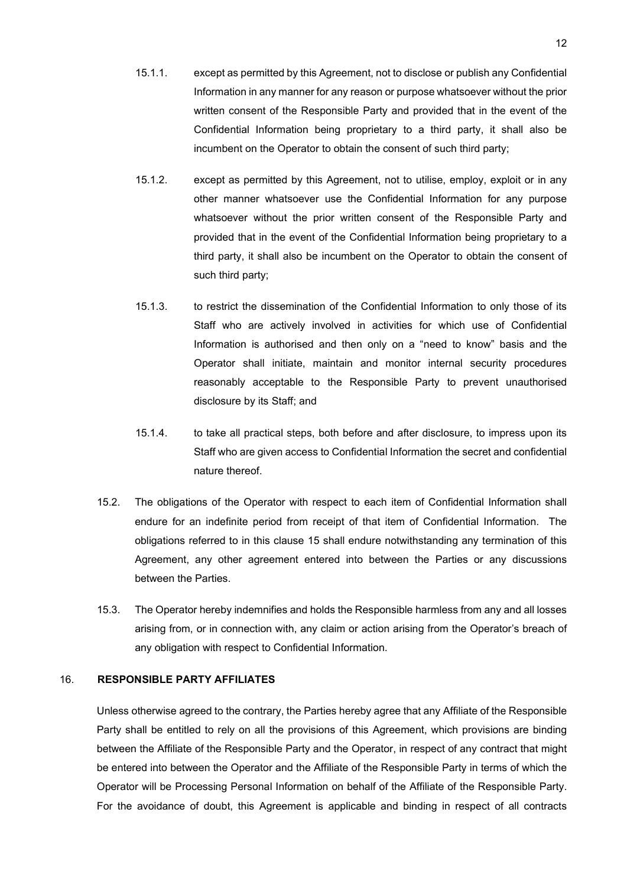15.1.1. except as permitted by this Agreement, not to disclose or publish any Confidential Information in any manner for any reason or purpose whatsoever without the prior written consent of the Responsible Party and provided that in the event of the Confidential Information being proprietary to a third party, it shall also be incumbent on the Operator to obtain the consent of such third party;

15.1.2. except as permitted by this Agreement, not to utilise, employ, exploit or in any other manner whatsoever use the Confidential Information for any purpose whatsoever without the prior written consent of the Responsible Party and provided that in the event of the Confidential Information being proprietary to a third party, it shall also be incumbent on the Operator to obtain the consent of such third party;

15.1.3. to restrict the dissemination of the Confidential Information to only those of its Staff who are actively involved in activities for which use of Confidential Information is authorised and then only on a "need to know" basis and the Operator shall initiate, maintain and monitor internal security procedures reasonably acceptable to the Responsible Party to prevent unauthorised disclosure by its Staff; and

15.1.4. to take all practical steps, both before and after disclosure, to impress upon its Staff who are given access to Confidential Information the secret and confidential nature thereof.

15.2. The obligations of the Operator with respect to each item of Confidential Information shall endure for an indefinite period from receipt of that item of Confidential Information. The obligations referred to in this clause 15 shall endure notwithstanding any termination of this Agreement, any other agreement entered into between the Parties or any discussions between the Parties.

15.3. The Operator hereby indemnifies and holds the Responsible harmless from any and all losses arising from, or in connection with, any claim or action arising from the Operator's breach of any obligation with respect to Confidential Information.

## 16. RESPONSIBLE PARTY AFFILIATES

Unless otherwise agreed to the contrary, the Parties hereby agree that any Affiliate of the Responsible Party shall be entitled to rely on all the provisions of this Agreement, which provisions are binding between the Affiliate of the Responsible Party and the Operator, in respect of any contract that might be entered into between the Operator and the Affiliate of the Responsible Party in terms of which the Operator will be Processing Personal Information on behalf of the Affiliate of the Responsible Party. For the avoidance of doubt, this Agreement is applicable and binding in respect of all contracts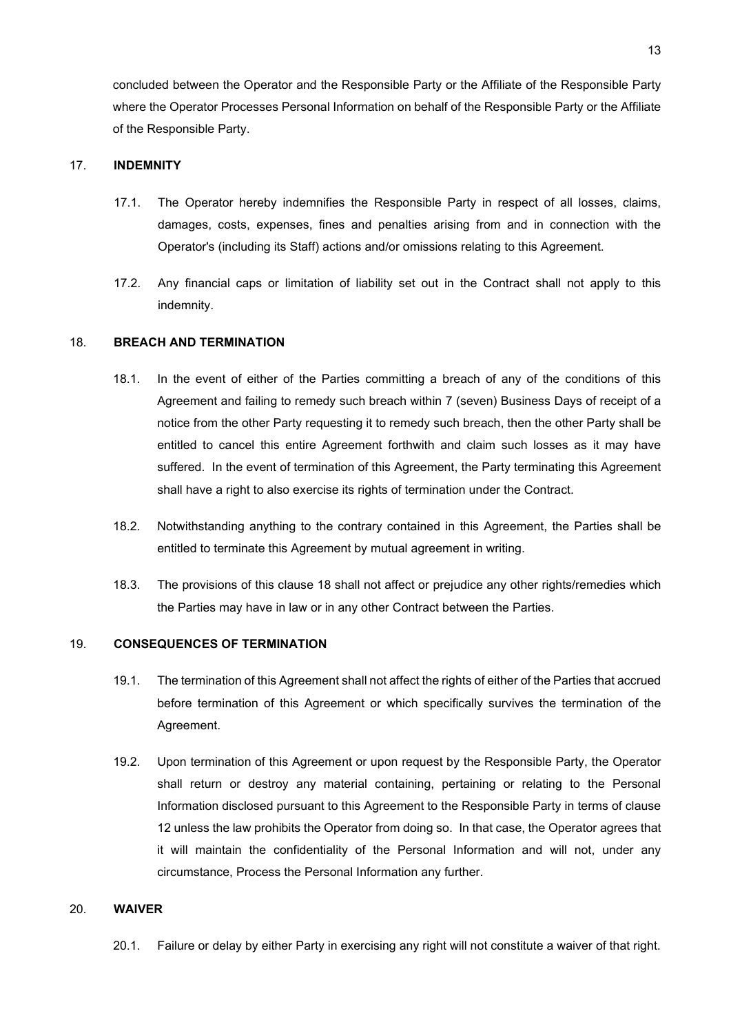concluded between the Operator and the Responsible Party or the Affiliate of the Responsible Party where the Operator Processes Personal Information on behalf of the Responsible Party or the Affiliate of the Responsible Party.

## 17. INDEMNITY

17.1. The Operator hereby indemnifies the Responsible Party in respect of all losses, claims, damages, costs, expenses, fines and penalties arising from and in connection with the Operator's (including its Staff) actions and/or omissions relating to this Agreement.

17.2. Any financial caps or limitation of liability set out in the Contract shall not apply to this indemnity.

## 18. BREACH AND TERMINATION

18.1. In the event of either of the Parties committing a breach of any of the conditions of this Agreement and failing to remedy such breach within 7 (seven) Business Days of receipt of a notice from the other Party requesting it to remedy such breach, then the other Party shall be entitled to cancel this entire Agreement forthwith and claim such losses as it may have suffered. In the event of termination of this Agreement, the Party terminating this Agreement shall have a right to also exercise its rights of termination under the Contract.

18.2. Notwithstanding anything to the contrary contained in this Agreement, the Parties shall be entitled to terminate this Agreement by mutual agreement in writing.

18.3. The provisions of this clause 18 shall not affect or prejudice any other rights/remedies which the Parties may have in law or in any other Contract between the Parties.

## 19. CONSEQUENCES OF TERMINATION

19.1. The termination of this Agreement shall not affect the rights of either of the Parties that accrued before termination of this Agreement or which specifically survives the termination of the Agreement.

19.2. Upon termination of this Agreement or upon request by the Responsible Party, the Operator shall return or destroy any material containing, pertaining or relating to the Personal Information disclosed pursuant to this Agreement to the Responsible Party in terms of clause 12 unless the law prohibits the Operator from doing so. In that case, the Operator agrees that it will maintain the confidentiality of the Personal Information and will not, under any circumstance, Process the Personal Information any further.

## 20. WAIVER

20.1. Failure or delay by either Party in exercising any right will not constitute a waiver of that right.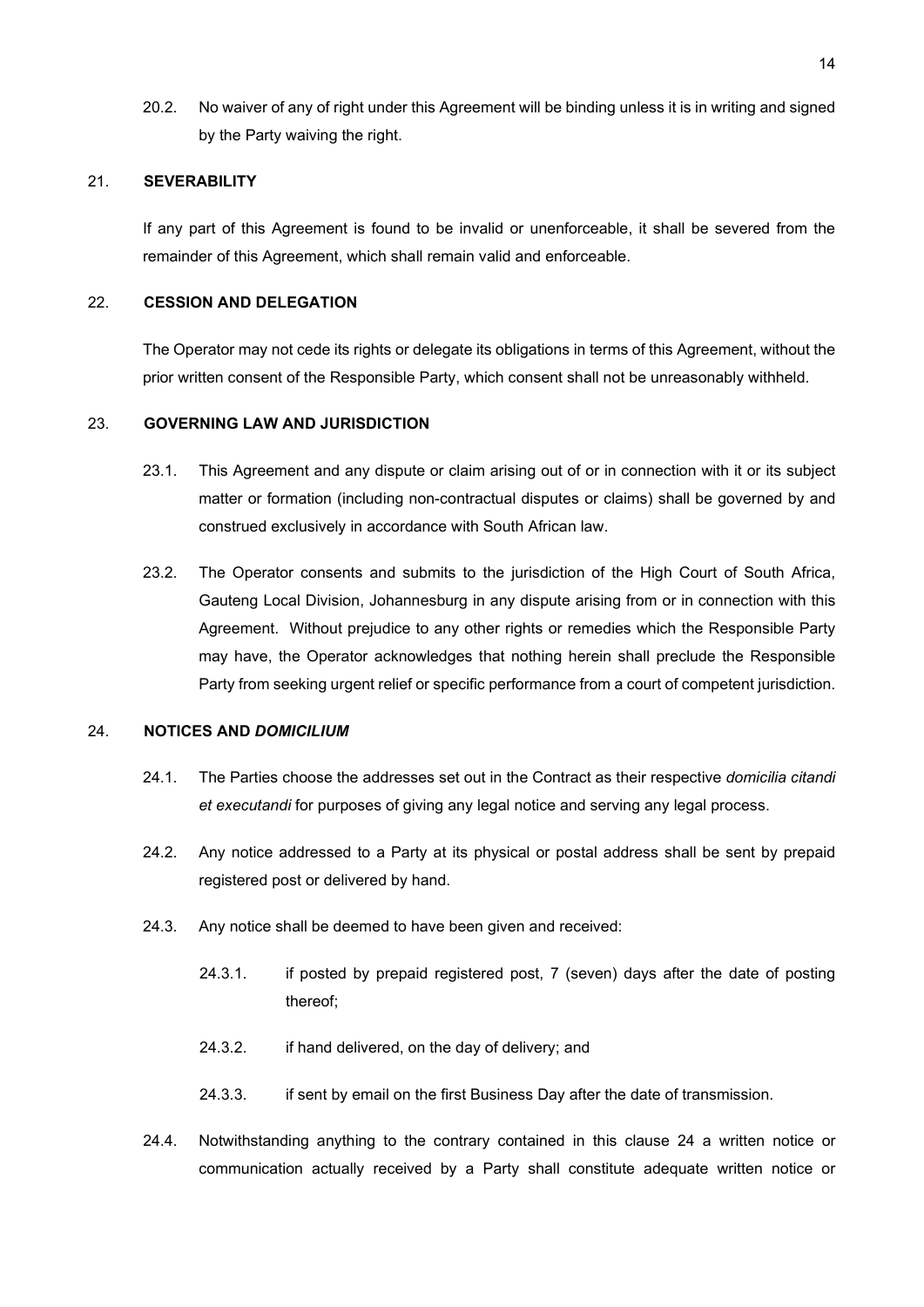20.2. No waiver of any of right under this Agreement will be binding unless it is in writing and signed by the Party waiving the right.

## 21. SEVERABILITY

If any part of this Agreement is found to be invalid or unenforceable, it shall be severed from the remainder of this Agreement, which shall remain valid and enforceable.

## 22. CESSION AND DELEGATION

The Operator may not cede its rights or delegate its obligations in terms of this Agreement, without the prior written consent of the Responsible Party, which consent shall not be unreasonably withheld.

## 23. GOVERNING LAW AND JURISDICTION

23.1. This Agreement and any dispute or claim arising out of or in connection with it or its subject matter or formation (including non-contractual disputes or claims) shall be governed by and construed exclusively in accordance with South African law.

23.2. The Operator consents and submits to the jurisdiction of the High Court of South Africa, Gauteng Local Division, Johannesburg in any dispute arising from or in connection with this Agreement. Without prejudice to any other rights or remedies which the Responsible Party may have, the Operator acknowledges that nothing herein shall preclude the Responsible Party from seeking urgent relief or specific performance from a court of competent jurisdiction.

## 24. NOTICES AND *DOMICILIUM*

24.1. The Parties choose the addresses set out in the Contract as their respective *domicilia citandi et executandi* for purposes of giving any legal notice and serving any legal process.

24.2. Any notice addressed to a Party at its physical or postal address shall be sent by prepaid registered post or delivered by hand.

24.3. Any notice shall be deemed to have been given and received:

24.3.1. if posted by prepaid registered post, 7 (seven) days after the date of posting thereof;

24.3.2. if hand delivered, on the day of delivery; and

24.3.3. if sent by email on the first Business Day after the date of transmission.

24.4. Notwithstanding anything to the contrary contained in this clause 24 a written notice or communication actually received by a Party shall constitute adequate written notice or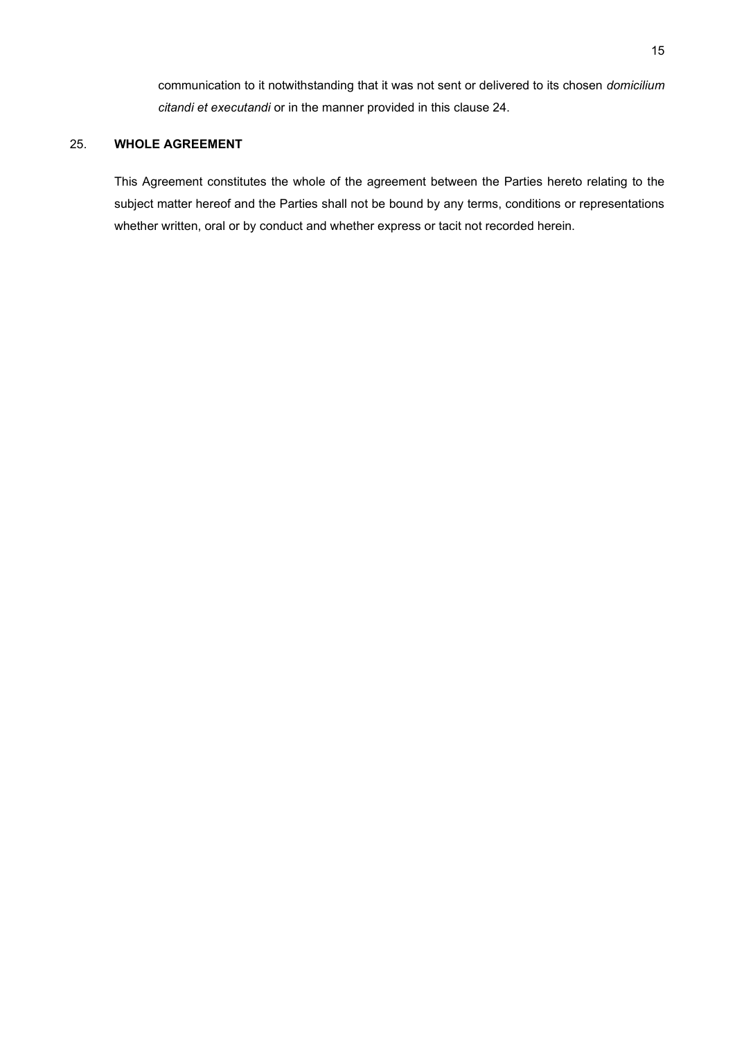communication to it notwithstanding that it was not sent or delivered to its chosen *domicilium citandi et executandi* or in the manner provided in this clause 24.

## 25. WHOLE AGREEMENT

This Agreement constitutes the whole of the agreement between the Parties hereto relating to the subject matter hereof and the Parties shall not be bound by any terms, conditions or representations whether written, oral or by conduct and whether express or tacit not recorded herein.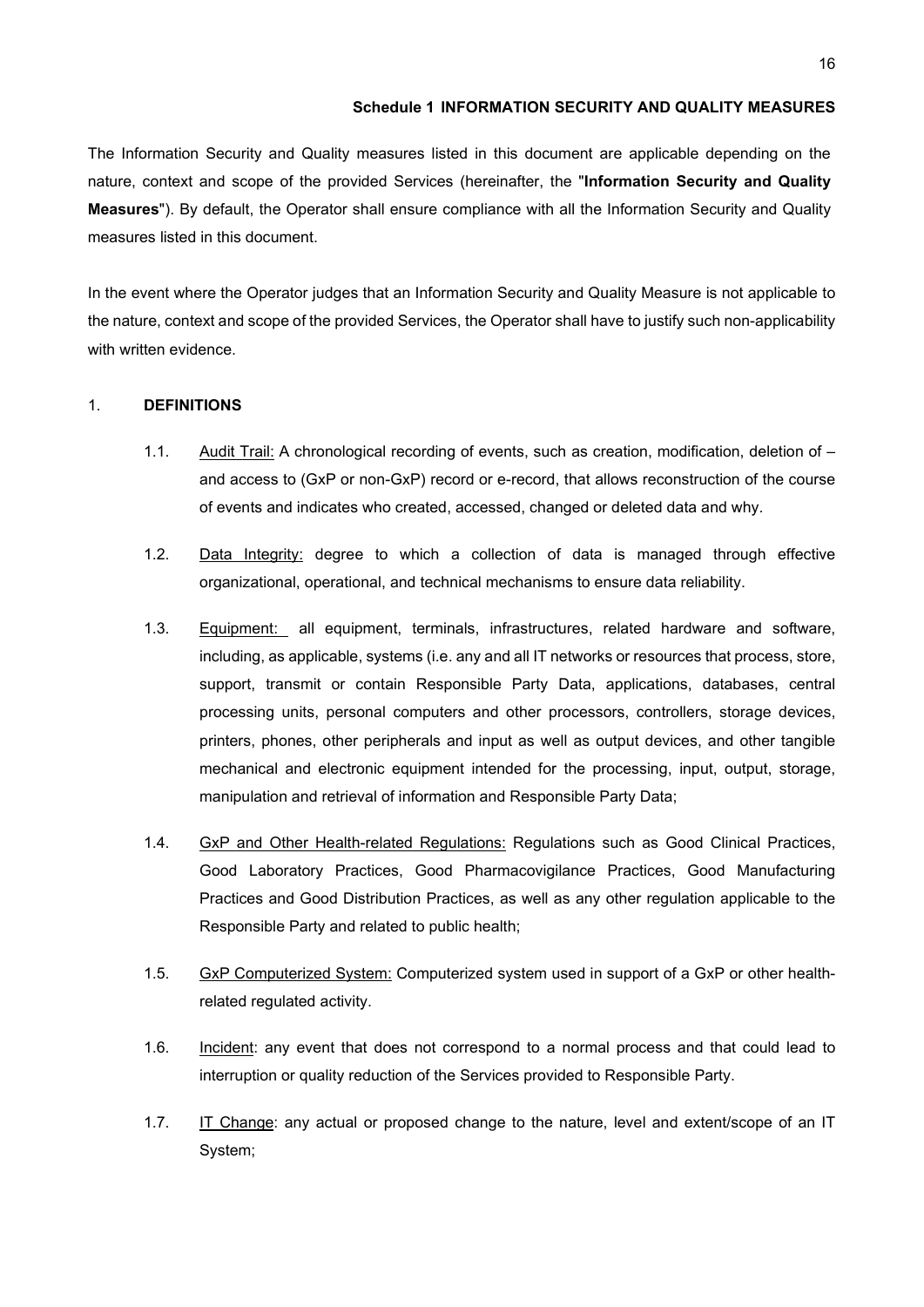## Schedule 1 INFORMATION SECURITY AND QUALITY MEASURES

The Information Security and Quality measures listed in this document are applicable depending on the nature, context and scope of the provided Services (hereinafter, the "**Information Security and Quality Measures**"). By default, the Operator shall ensure compliance with all the Information Security and Quality measures listed in this document.

In the event where the Operator judges that an Information Security and Quality Measure is not applicable to the nature, context and scope of the provided Services, the Operator shall have to justify such non-applicability with written evidence.

### 1. DEFINITIONS

1.1. Audit Trail: A chronological recording of events, such as creation, modification, deletion of – and access to (GxP or non-GxP) record or e-record, that allows reconstruction of the course of events and indicates who created, accessed, changed or deleted data and why.

1.2. Data Integrity: degree to which a collection of data is managed through effective organizational, operational, and technical mechanisms to ensure data reliability.

1.3. Equipment: all equipment, terminals, infrastructures, related hardware and software, including, as applicable, systems (i.e. any and all IT networks or resources that process, store, support, transmit or contain Responsible Party Data, applications, databases, central processing units, personal computers and other processors, controllers, storage devices, printers, phones, other peripherals and input as well as output devices, and other tangible mechanical and electronic equipment intended for the processing, input, output, storage, manipulation and retrieval of information and Responsible Party Data;

1.4. GxP and Other Health-related Regulations: Regulations such as Good Clinical Practices, Good Laboratory Practices, Good Pharmacovigilance Practices, Good Manufacturing Practices and Good Distribution Practices, as well as any other regulation applicable to the Responsible Party and related to public health;

1.5. GxP Computerized System: Computerized system used in support of a GxP or other health-related regulated activity.

1.6. Incident: any event that does not correspond to a normal process and that could lead to interruption or quality reduction of the Services provided to Responsible Party.

1.7. IT Change: any actual or proposed change to the nature, level and extent/scope of an IT System;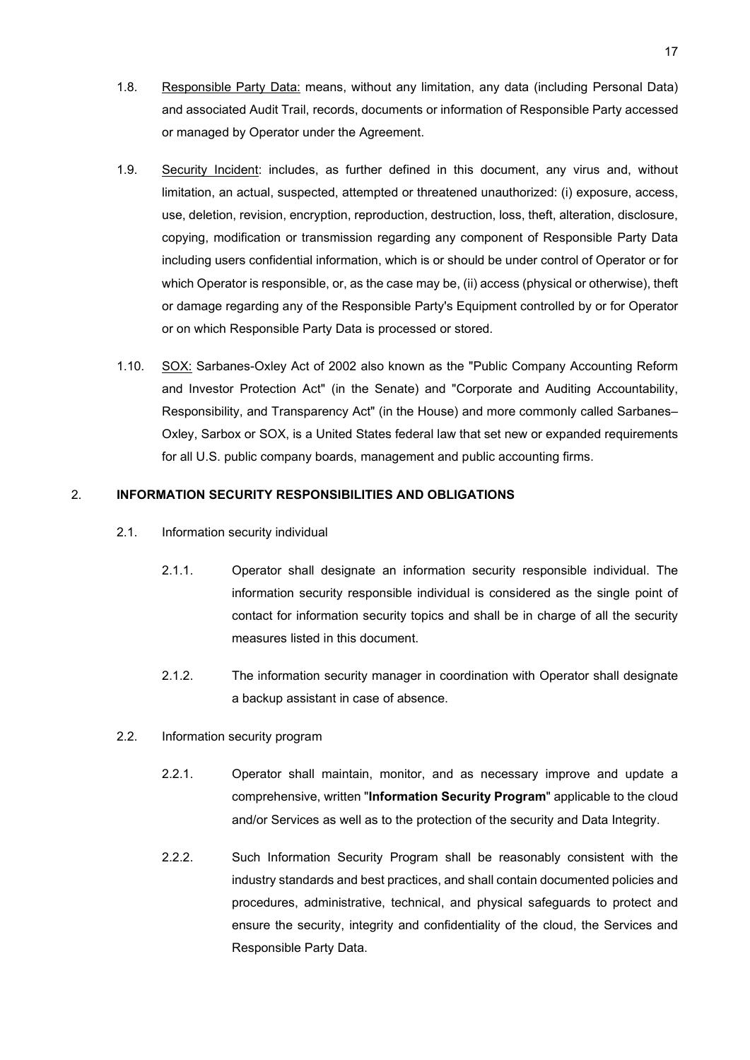1.8. Responsible Party Data: means, without any limitation, any data (including Personal Data) and associated Audit Trail, records, documents or information of Responsible Party accessed or managed by Operator under the Agreement.

1.9. Security Incident: includes, as further defined in this document, any virus and, without limitation, an actual, suspected, attempted or threatened unauthorized: (i) exposure, access, use, deletion, revision, encryption, reproduction, destruction, loss, theft, alteration, disclosure, copying, modification or transmission regarding any component of Responsible Party Data including users confidential information, which is or should be under control of Operator or for which Operator is responsible, or, as the case may be, (ii) access (physical or otherwise), theft or damage regarding any of the Responsible Party's Equipment controlled by or for Operator or on which Responsible Party Data is processed or stored.

1.10. SOX: Sarbanes-Oxley Act of 2002 also known as the "Public Company Accounting Reform and Investor Protection Act" (in the Senate) and "Corporate and Auditing Accountability, Responsibility, and Transparency Act" (in the House) and more commonly called Sarbanes–Oxley, Sarbox or SOX, is a United States federal law that set new or expanded requirements for all U.S. public company boards, management and public accounting firms.

## 2. INFORMATION SECURITY RESPONSIBILITIES AND OBLIGATIONS

2.1. Information security individual

2.1.1. Operator shall designate an information security responsible individual. The information security responsible individual is considered as the single point of contact for information security topics and shall be in charge of all the security measures listed in this document.

2.1.2. The information security manager in coordination with Operator shall designate a backup assistant in case of absence.

2.2. Information security program

2.2.1. Operator shall maintain, monitor, and as necessary improve and update a comprehensive, written "**Information Security Program**" applicable to the cloud and/or Services as well as to the protection of the security and Data Integrity.

2.2.2. Such Information Security Program shall be reasonably consistent with the industry standards and best practices, and shall contain documented policies and procedures, administrative, technical, and physical safeguards to protect and ensure the security, integrity and confidentiality of the cloud, the Services and Responsible Party Data.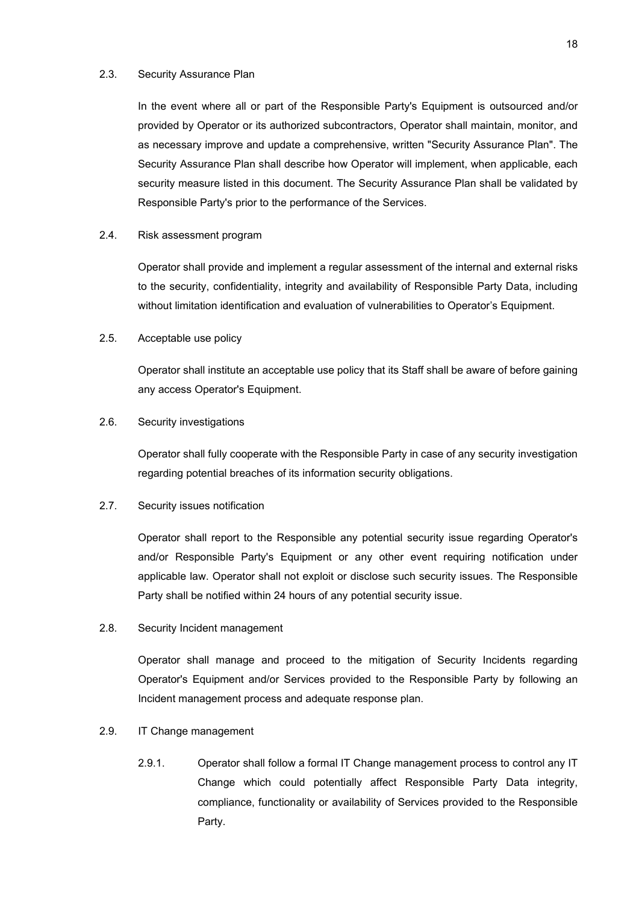### 2.3. Security Assurance Plan

In the event where all or part of the Responsible Party's Equipment is outsourced and/or provided by Operator or its authorized subcontractors, Operator shall maintain, monitor, and as necessary improve and update a comprehensive, written "Security Assurance Plan". The Security Assurance Plan shall describe how Operator will implement, when applicable, each security measure listed in this document. The Security Assurance Plan shall be validated by Responsible Party's prior to the performance of the Services.

### 2.4. Risk assessment program

Operator shall provide and implement a regular assessment of the internal and external risks to the security, confidentiality, integrity and availability of Responsible Party Data, including without limitation identification and evaluation of vulnerabilities to Operator's Equipment.

### 2.5. Acceptable use policy

Operator shall institute an acceptable use policy that its Staff shall be aware of before gaining any access Operator's Equipment.

### 2.6. Security investigations

Operator shall fully cooperate with the Responsible Party in case of any security investigation regarding potential breaches of its information security obligations.

### 2.7. Security issues notification

Operator shall report to the Responsible any potential security issue regarding Operator's and/or Responsible Party's Equipment or any other event requiring notification under applicable law. Operator shall not exploit or disclose such security issues. The Responsible Party shall be notified within 24 hours of any potential security issue.

### 2.8. Security Incident management

Operator shall manage and proceed to the mitigation of Security Incidents regarding Operator's Equipment and/or Services provided to the Responsible Party by following an Incident management process and adequate response plan.

### 2.9. IT Change management

2.9.1. Operator shall follow a formal IT Change management process to control any IT Change which could potentially affect Responsible Party Data integrity, compliance, functionality or availability of Services provided to the Responsible Party.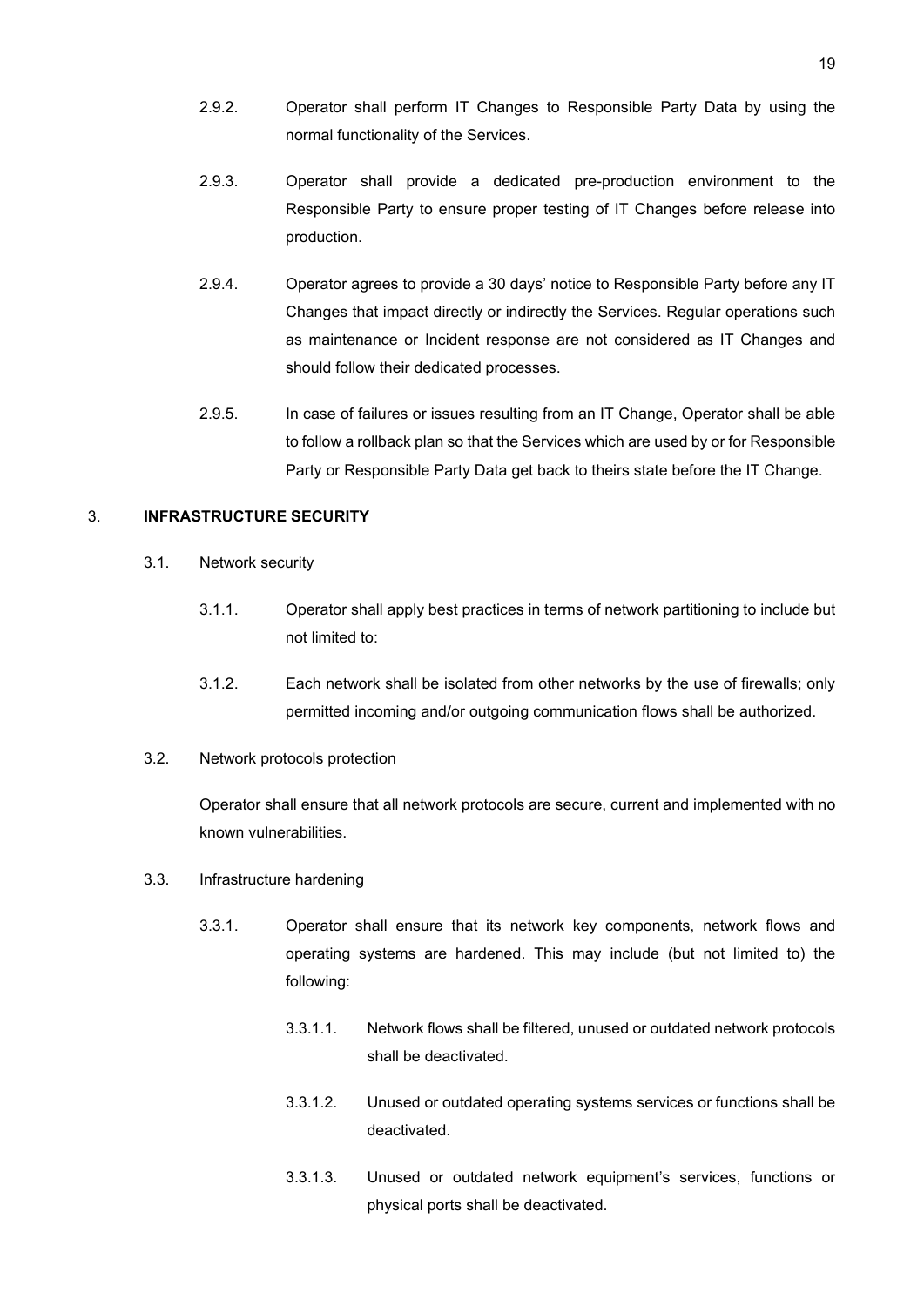2.9.2. Operator shall perform IT Changes to Responsible Party Data by using the normal functionality of the Services.

2.9.3. Operator shall provide a dedicated pre-production environment to the Responsible Party to ensure proper testing of IT Changes before release into production.

2.9.4. Operator agrees to provide a 30 days' notice to Responsible Party before any IT Changes that impact directly or indirectly the Services. Regular operations such as maintenance or Incident response are not considered as IT Changes and should follow their dedicated processes.

2.9.5. In case of failures or issues resulting from an IT Change, Operator shall be able to follow a rollback plan so that the Services which are used by or for Responsible Party or Responsible Party Data get back to theirs state before the IT Change.

## 3. INFRASTRUCTURE SECURITY

### 3.1. Network security

3.1.1. Operator shall apply best practices in terms of network partitioning to include but not limited to:

3.1.2. Each network shall be isolated from other networks by the use of firewalls; only permitted incoming and/or outgoing communication flows shall be authorized.

### 3.2. Network protocols protection

Operator shall ensure that all network protocols are secure, current and implemented with no known vulnerabilities.

### 3.3. Infrastructure hardening

3.3.1. Operator shall ensure that its network key components, network flows and operating systems are hardened. This may include (but not limited to) the following:

3.3.1.1. Network flows shall be filtered, unused or outdated network protocols shall be deactivated.

3.3.1.2. Unused or outdated operating systems services or functions shall be deactivated.

3.3.1.3. Unused or outdated network equipment's services, functions or physical ports shall be deactivated.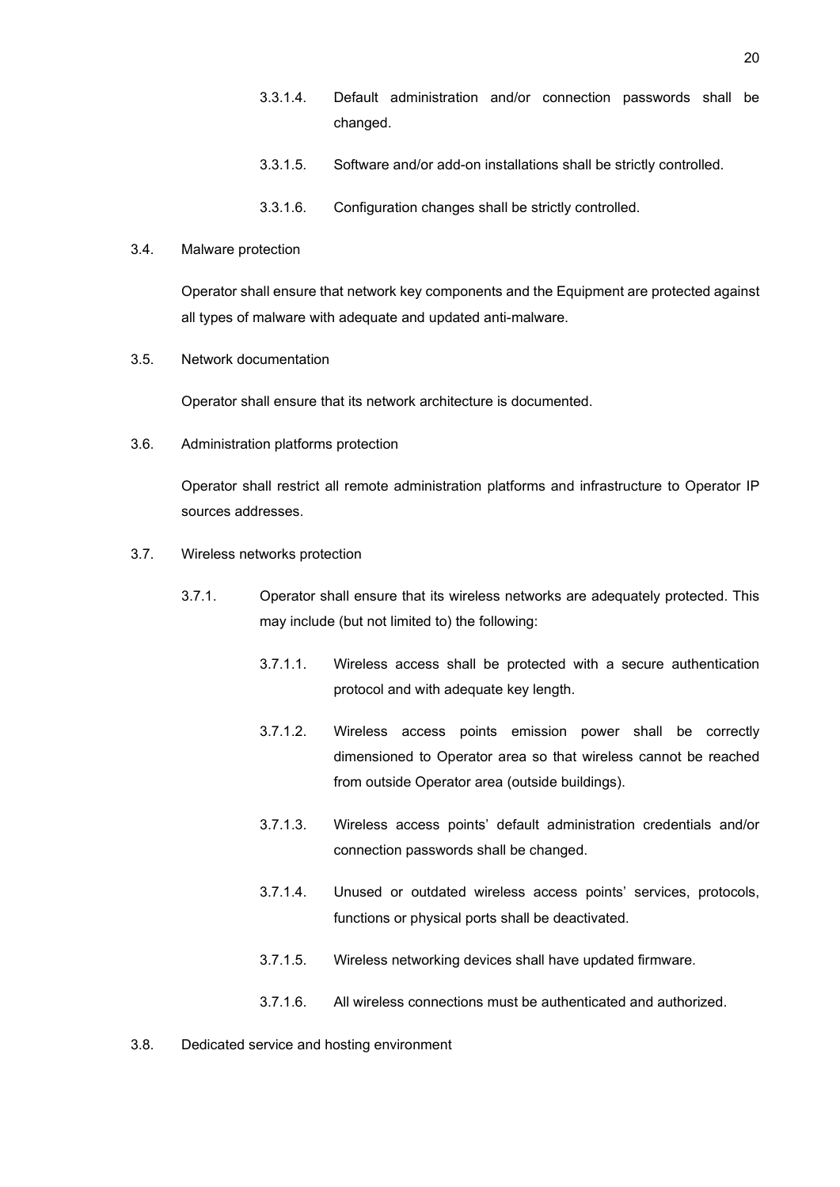3.3.1.4. Default administration and/or connection passwords shall be changed.

3.3.1.5. Software and/or add-on installations shall be strictly controlled.

3.3.1.6. Configuration changes shall be strictly controlled.

3.4. Malware protection

Operator shall ensure that network key components and the Equipment are protected against all types of malware with adequate and updated anti-malware.

3.5. Network documentation

Operator shall ensure that its network architecture is documented.

3.6. Administration platforms protection

Operator shall restrict all remote administration platforms and infrastructure to Operator IP sources addresses.

3.7. Wireless networks protection

3.7.1. Operator shall ensure that its wireless networks are adequately protected. This may include (but not limited to) the following:

3.7.1.1. Wireless access shall be protected with a secure authentication protocol and with adequate key length.

3.7.1.2. Wireless access points emission power shall be correctly dimensioned to Operator area so that wireless cannot be reached from outside Operator area (outside buildings).

3.7.1.3. Wireless access points' default administration credentials and/or connection passwords shall be changed.

3.7.1.4. Unused or outdated wireless access points' services, protocols, functions or physical ports shall be deactivated.

3.7.1.5. Wireless networking devices shall have updated firmware.

3.7.1.6. All wireless connections must be authenticated and authorized.

3.8. Dedicated service and hosting environment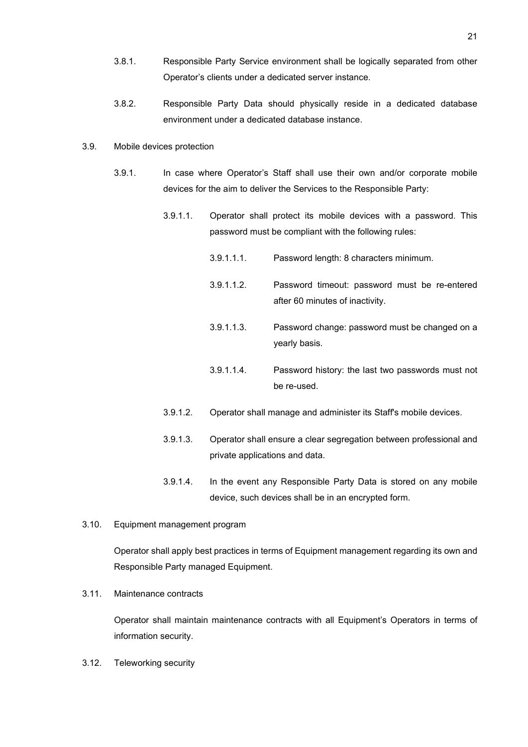3.8.1. Responsible Party Service environment shall be logically separated from other Operator's clients under a dedicated server instance.

3.8.2. Responsible Party Data should physically reside in a dedicated database environment under a dedicated database instance.

3.9. Mobile devices protection

3.9.1. In case where Operator's Staff shall use their own and/or corporate mobile devices for the aim to deliver the Services to the Responsible Party:

3.9.1.1. Operator shall protect its mobile devices with a password. This password must be compliant with the following rules:

3.9.1.1.1. Password length: 8 characters minimum.

3.9.1.1.2. Password timeout: password must be re-entered after 60 minutes of inactivity.

3.9.1.1.3. Password change: password must be changed on a yearly basis.

3.9.1.1.4. Password history: the last two passwords must not be re-used.

3.9.1.2. Operator shall manage and administer its Staff's mobile devices.

3.9.1.3. Operator shall ensure a clear segregation between professional and private applications and data.

3.9.1.4. In the event any Responsible Party Data is stored on any mobile device, such devices shall be in an encrypted form.

3.10. Equipment management program

Operator shall apply best practices in terms of Equipment management regarding its own and Responsible Party managed Equipment.

3.11. Maintenance contracts

Operator shall maintain maintenance contracts with all Equipment's Operators in terms of information security.

3.12. Teleworking security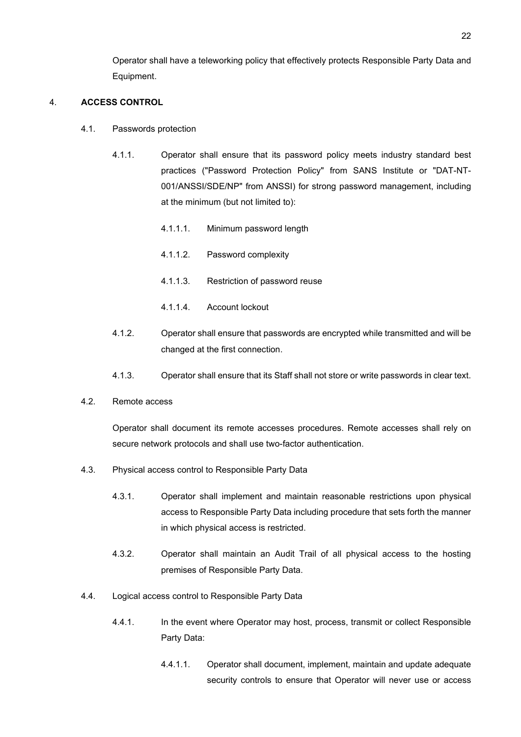Operator shall have a teleworking policy that effectively protects Responsible Party Data and Equipment.

## 4. **ACCESS CONTROL**

4.1. Passwords protection

4.1.1. Operator shall ensure that its password policy meets industry standard best practices ("Password Protection Policy" from SANS Institute or "DAT-NT-001/ANSSI/SDE/NP" from ANSSI) for strong password management, including at the minimum (but not limited to):

4.1.1.1. Minimum password length

4.1.1.2. Password complexity

4.1.1.3. Restriction of password reuse

4.1.1.4. Account lockout

4.1.2. Operator shall ensure that passwords are encrypted while transmitted and will be changed at the first connection.

4.1.3. Operator shall ensure that its Staff shall not store or write passwords in clear text.

4.2. Remote access

Operator shall document its remote accesses procedures. Remote accesses shall rely on secure network protocols and shall use two-factor authentication.

4.3. Physical access control to Responsible Party Data

4.3.1. Operator shall implement and maintain reasonable restrictions upon physical access to Responsible Party Data including procedure that sets forth the manner in which physical access is restricted.

4.3.2. Operator shall maintain an Audit Trail of all physical access to the hosting premises of Responsible Party Data.

4.4. Logical access control to Responsible Party Data

4.4.1. In the event where Operator may host, process, transmit or collect Responsible Party Data:

4.4.1.1. Operator shall document, implement, maintain and update adequate security controls to ensure that Operator will never use or access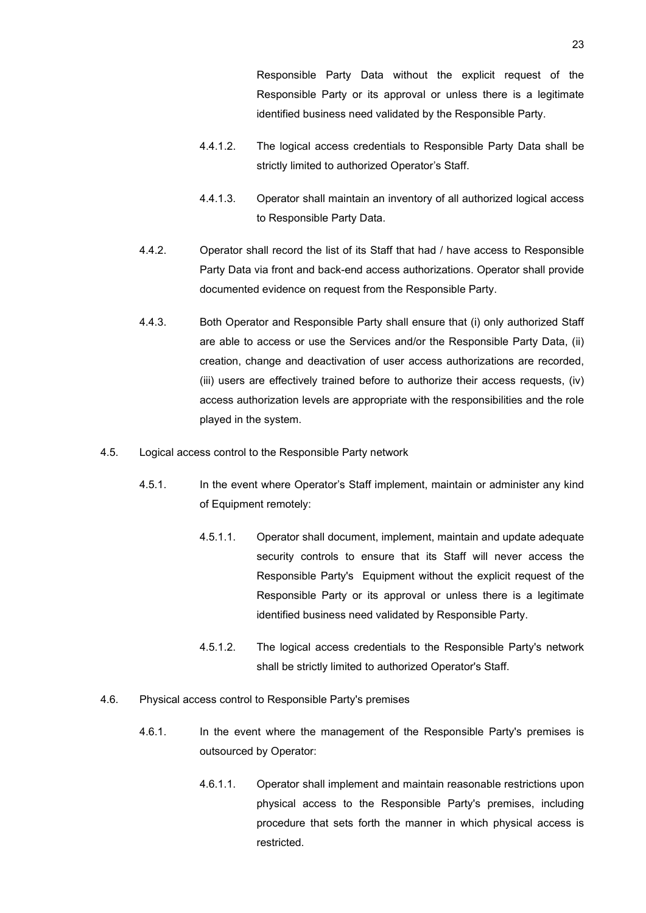Responsible Party Data without the explicit request of the Responsible Party or its approval or unless there is a legitimate identified business need validated by the Responsible Party.

4.4.1.2. The logical access credentials to Responsible Party Data shall be strictly limited to authorized Operator's Staff.

4.4.1.3. Operator shall maintain an inventory of all authorized logical access to Responsible Party Data.

4.4.2. Operator shall record the list of its Staff that had / have access to Responsible Party Data via front and back-end access authorizations. Operator shall provide documented evidence on request from the Responsible Party.

4.4.3. Both Operator and Responsible Party shall ensure that (i) only authorized Staff are able to access or use the Services and/or the Responsible Party Data, (ii) creation, change and deactivation of user access authorizations are recorded, (iii) users are effectively trained before to authorize their access requests, (iv) access authorization levels are appropriate with the responsibilities and the role played in the system.

4.5. Logical access control to the Responsible Party network

4.5.1. In the event where Operator's Staff implement, maintain or administer any kind of Equipment remotely:

4.5.1.1. Operator shall document, implement, maintain and update adequate security controls to ensure that its Staff will never access the Responsible Party's Equipment without the explicit request of the Responsible Party or its approval or unless there is a legitimate identified business need validated by Responsible Party.

4.5.1.2. The logical access credentials to the Responsible Party's network shall be strictly limited to authorized Operator's Staff.

4.6. Physical access control to Responsible Party's premises

4.6.1. In the event where the management of the Responsible Party's premises is outsourced by Operator:

4.6.1.1. Operator shall implement and maintain reasonable restrictions upon physical access to the Responsible Party's premises, including procedure that sets forth the manner in which physical access is restricted.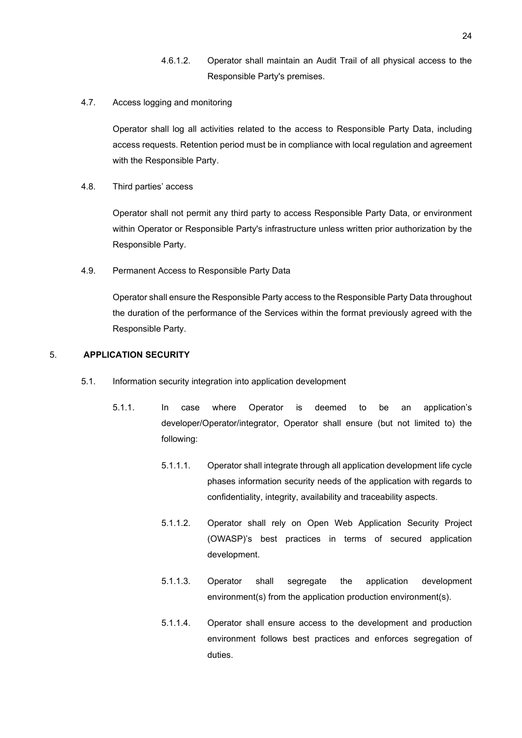4.6.1.2. Operator shall maintain an Audit Trail of all physical access to the Responsible Party's premises.

4.7. Access logging and monitoring

Operator shall log all activities related to the access to Responsible Party Data, including access requests. Retention period must be in compliance with local regulation and agreement with the Responsible Party.

4.8. Third parties' access

Operator shall not permit any third party to access Responsible Party Data, or environment within Operator or Responsible Party's infrastructure unless written prior authorization by the Responsible Party.

4.9. Permanent Access to Responsible Party Data

Operator shall ensure the Responsible Party access to the Responsible Party Data throughout the duration of the performance of the Services within the format previously agreed with the Responsible Party.

## 5. APPLICATION SECURITY

5.1. Information security integration into application development

5.1.1. In case where Operator is deemed to be an application's developer/Operator/integrator, Operator shall ensure (but not limited to) the following:

5.1.1.1. Operator shall integrate through all application development life cycle phases information security needs of the application with regards to confidentiality, integrity, availability and traceability aspects.

5.1.1.2. Operator shall rely on Open Web Application Security Project (OWASP)'s best practices in terms of secured application development.

5.1.1.3. Operator shall segregate the application development environment(s) from the application production environment(s).

5.1.1.4. Operator shall ensure access to the development and production environment follows best practices and enforces segregation of duties.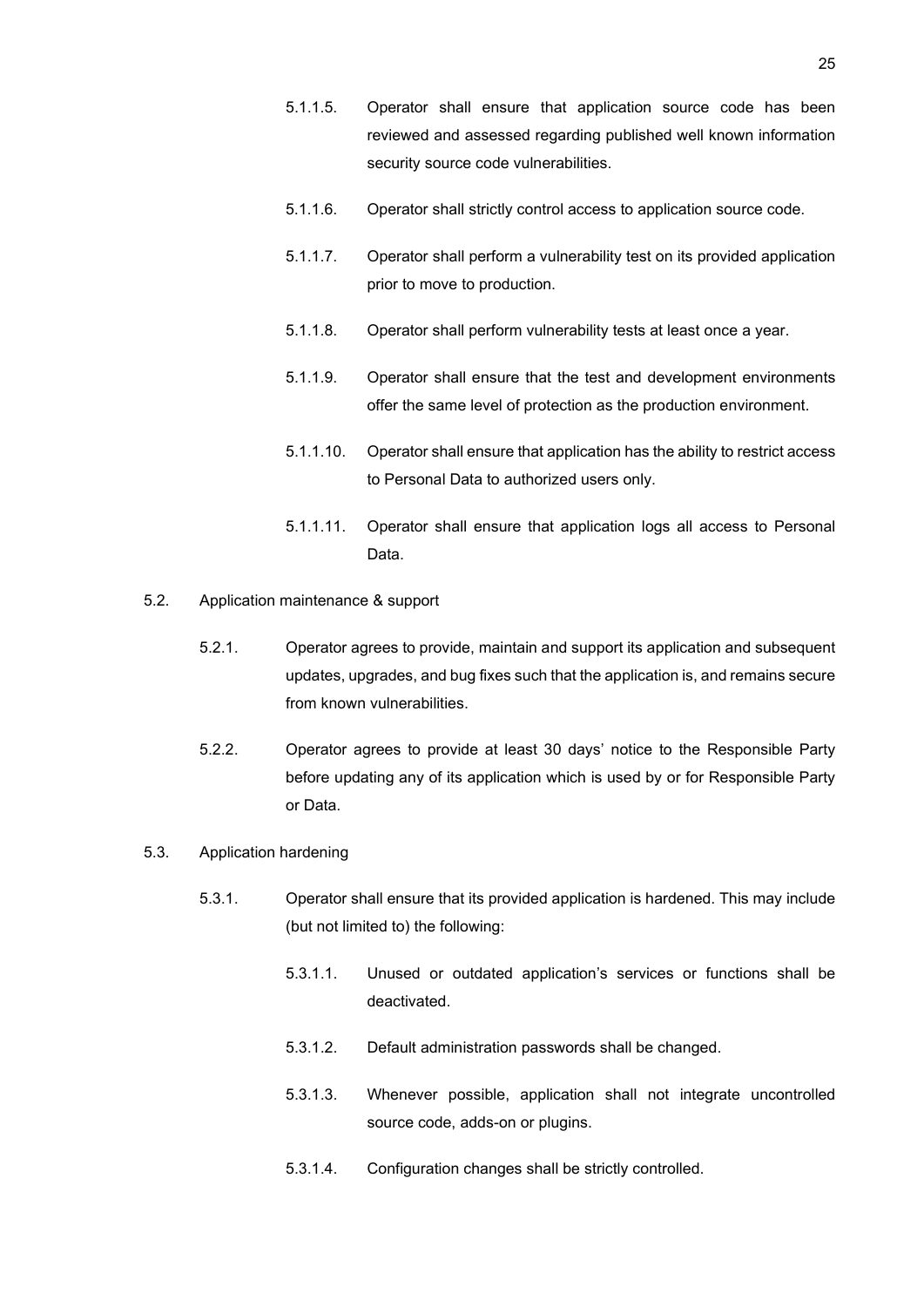5.1.1.5. Operator shall ensure that application source code has been reviewed and assessed regarding published well known information security source code vulnerabilities.

5.1.1.6. Operator shall strictly control access to application source code.

5.1.1.7. Operator shall perform a vulnerability test on its provided application prior to move to production.

5.1.1.8. Operator shall perform vulnerability tests at least once a year.

5.1.1.9. Operator shall ensure that the test and development environments offer the same level of protection as the production environment.

5.1.1.10. Operator shall ensure that application has the ability to restrict access to Personal Data to authorized users only.

5.1.1.11. Operator shall ensure that application logs all access to Personal Data.

5.2. Application maintenance & support

5.2.1. Operator agrees to provide, maintain and support its application and subsequent updates, upgrades, and bug fixes such that the application is, and remains secure from known vulnerabilities.

5.2.2. Operator agrees to provide at least 30 days' notice to the Responsible Party before updating any of its application which is used by or for Responsible Party or Data.

5.3. Application hardening

5.3.1. Operator shall ensure that its provided application is hardened. This may include (but not limited to) the following:

5.3.1.1. Unused or outdated application's services or functions shall be deactivated.

5.3.1.2. Default administration passwords shall be changed.

5.3.1.3. Whenever possible, application shall not integrate uncontrolled source code, adds-on or plugins.

5.3.1.4. Configuration changes shall be strictly controlled.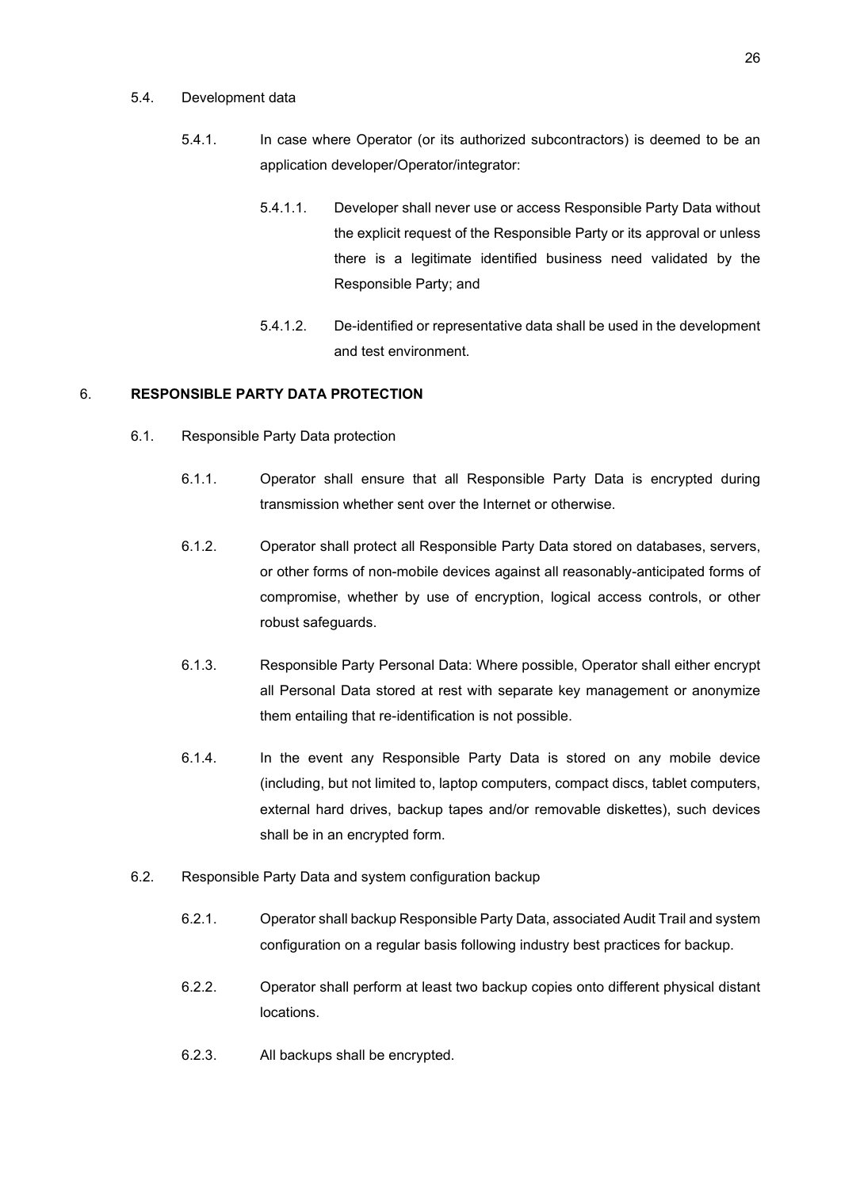5.4. Development data

5.4.1. In case where Operator (or its authorized subcontractors) is deemed to be an application developer/Operator/integrator:

5.4.1.1. Developer shall never use or access Responsible Party Data without the explicit request of the Responsible Party or its approval or unless there is a legitimate identified business need validated by the Responsible Party; and

5.4.1.2. De-identified or representative data shall be used in the development and test environment.

## 6. RESPONSIBLE PARTY DATA PROTECTION

6.1. Responsible Party Data protection

6.1.1. Operator shall ensure that all Responsible Party Data is encrypted during transmission whether sent over the Internet or otherwise.

6.1.2. Operator shall protect all Responsible Party Data stored on databases, servers, or other forms of non-mobile devices against all reasonably-anticipated forms of compromise, whether by use of encryption, logical access controls, or other robust safeguards.

6.1.3. Responsible Party Personal Data: Where possible, Operator shall either encrypt all Personal Data stored at rest with separate key management or anonymize them entailing that re-identification is not possible.

6.1.4. In the event any Responsible Party Data is stored on any mobile device (including, but not limited to, laptop computers, compact discs, tablet computers, external hard drives, backup tapes and/or removable diskettes), such devices shall be in an encrypted form.

6.2. Responsible Party Data and system configuration backup

6.2.1. Operator shall backup Responsible Party Data, associated Audit Trail and system configuration on a regular basis following industry best practices for backup.

6.2.2. Operator shall perform at least two backup copies onto different physical distant locations.

6.2.3. All backups shall be encrypted.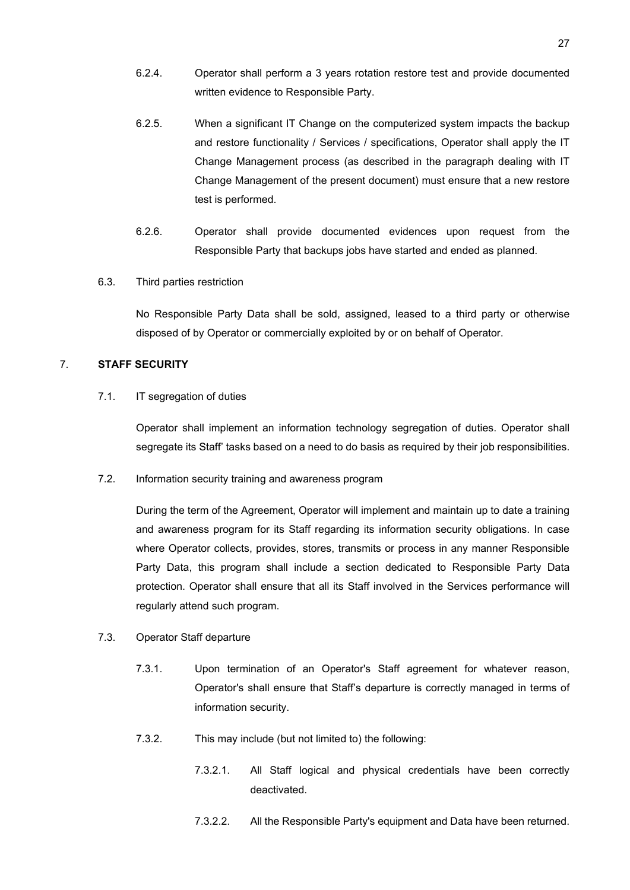6.2.4. Operator shall perform a 3 years rotation restore test and provide documented written evidence to Responsible Party.

6.2.5. When a significant IT Change on the computerized system impacts the backup and restore functionality / Services / specifications, Operator shall apply the IT Change Management process (as described in the paragraph dealing with IT Change Management of the present document) must ensure that a new restore test is performed.

6.2.6. Operator shall provide documented evidences upon request from the Responsible Party that backups jobs have started and ended as planned.

6.3. Third parties restriction

No Responsible Party Data shall be sold, assigned, leased to a third party or otherwise disposed of by Operator or commercially exploited by or on behalf of Operator.

## 7. STAFF SECURITY

7.1. IT segregation of duties

Operator shall implement an information technology segregation of duties. Operator shall segregate its Staff' tasks based on a need to do basis as required by their job responsibilities.

7.2. Information security training and awareness program

During the term of the Agreement, Operator will implement and maintain up to date a training and awareness program for its Staff regarding its information security obligations. In case where Operator collects, provides, stores, transmits or process in any manner Responsible Party Data, this program shall include a section dedicated to Responsible Party Data protection. Operator shall ensure that all its Staff involved in the Services performance will regularly attend such program.

7.3. Operator Staff departure

7.3.1. Upon termination of an Operator's Staff agreement for whatever reason, Operator's shall ensure that Staff's departure is correctly managed in terms of information security.

7.3.2. This may include (but not limited to) the following:

7.3.2.1. All Staff logical and physical credentials have been correctly deactivated.

7.3.2.2. All the Responsible Party's equipment and Data have been returned.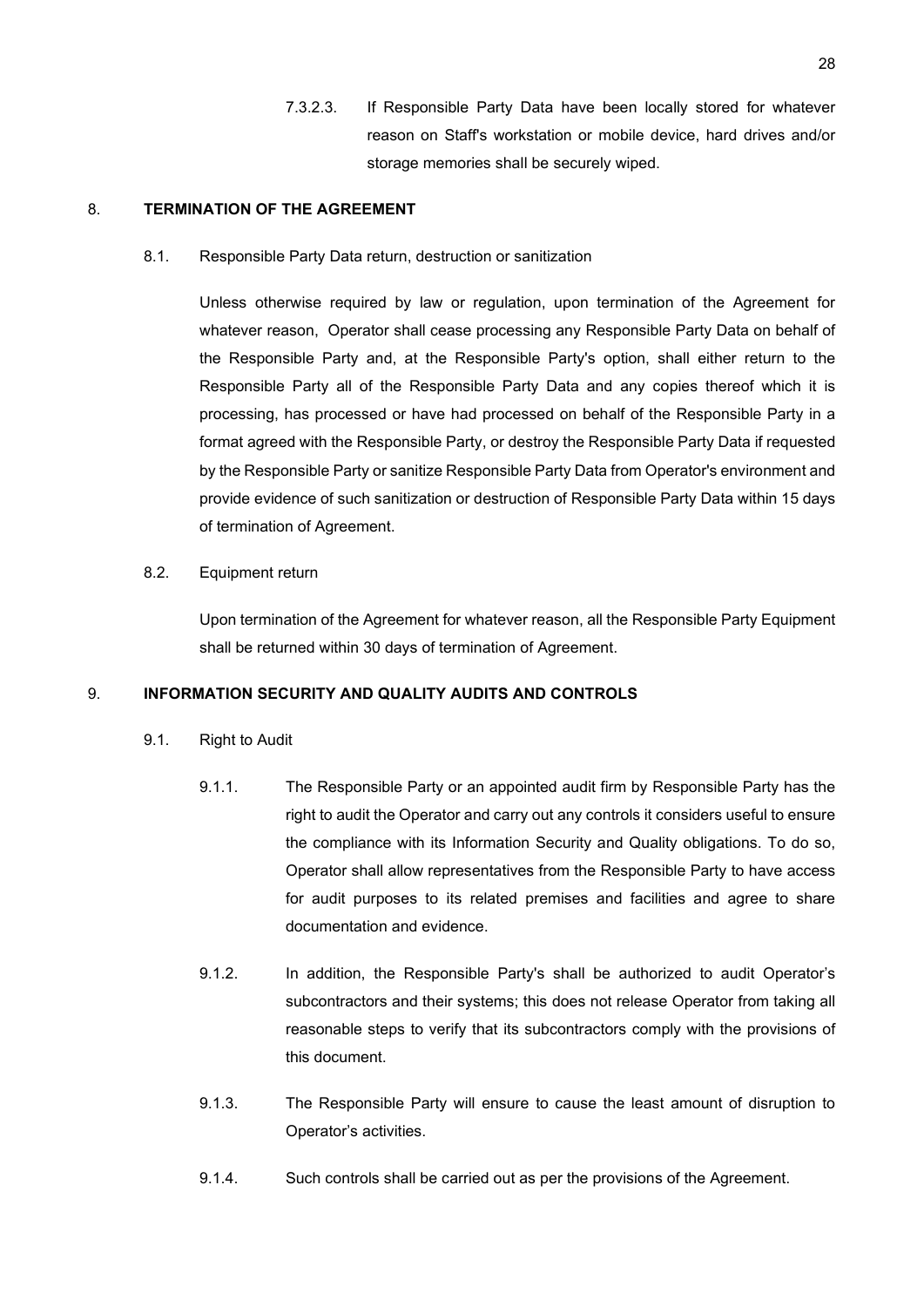7.3.2.3. If Responsible Party Data have been locally stored for whatever reason on Staff's workstation or mobile device, hard drives and/or storage memories shall be securely wiped.

## 8. TERMINATION OF THE AGREEMENT

8.1. Responsible Party Data return, destruction or sanitization

Unless otherwise required by law or regulation, upon termination of the Agreement for whatever reason, Operator shall cease processing any Responsible Party Data on behalf of the Responsible Party and, at the Responsible Party's option, shall either return to the Responsible Party all of the Responsible Party Data and any copies thereof which it is processing, has processed or have had processed on behalf of the Responsible Party in a format agreed with the Responsible Party, or destroy the Responsible Party Data if requested by the Responsible Party or sanitize Responsible Party Data from Operator's environment and provide evidence of such sanitization or destruction of Responsible Party Data within 15 days of termination of Agreement.

8.2. Equipment return

Upon termination of the Agreement for whatever reason, all the Responsible Party Equipment shall be returned within 30 days of termination of Agreement.

## 9. INFORMATION SECURITY AND QUALITY AUDITS AND CONTROLS

9.1. Right to Audit

9.1.1. The Responsible Party or an appointed audit firm by Responsible Party has the right to audit the Operator and carry out any controls it considers useful to ensure the compliance with its Information Security and Quality obligations. To do so, Operator shall allow representatives from the Responsible Party to have access for audit purposes to its related premises and facilities and agree to share documentation and evidence.

9.1.2. In addition, the Responsible Party's shall be authorized to audit Operator's subcontractors and their systems; this does not release Operator from taking all reasonable steps to verify that its subcontractors comply with the provisions of this document.

9.1.3. The Responsible Party will ensure to cause the least amount of disruption to Operator's activities.

9.1.4. Such controls shall be carried out as per the provisions of the Agreement.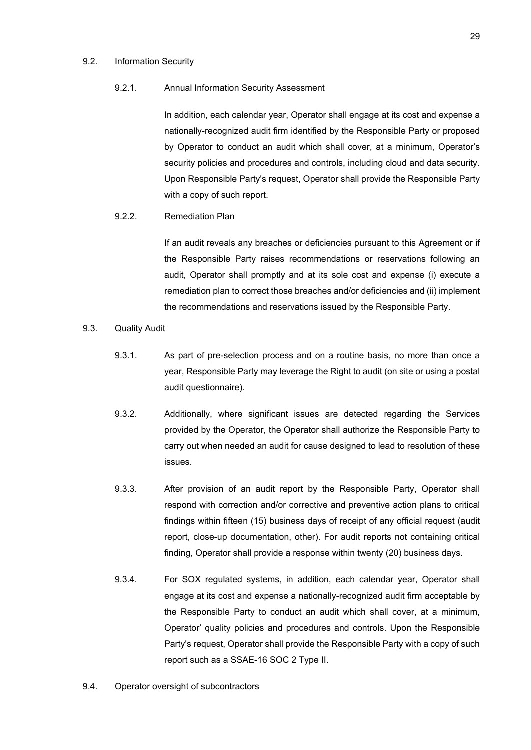### 9.2. Information Security

#### 9.2.1. Annual Information Security Assessment

In addition, each calendar year, Operator shall engage at its cost and expense a nationally-recognized audit firm identified by the Responsible Party or proposed by Operator to conduct an audit which shall cover, at a minimum, Operator's security policies and procedures and controls, including cloud and data security. Upon Responsible Party's request, Operator shall provide the Responsible Party with a copy of such report.

#### 9.2.2. Remediation Plan

If an audit reveals any breaches or deficiencies pursuant to this Agreement or if the Responsible Party raises recommendations or reservations following an audit, Operator shall promptly and at its sole cost and expense (i) execute a remediation plan to correct those breaches and/or deficiencies and (ii) implement the recommendations and reservations issued by the Responsible Party.

### 9.3. Quality Audit

9.3.1. As part of pre-selection process and on a routine basis, no more than once a year, Responsible Party may leverage the Right to audit (on site or using a postal audit questionnaire).

9.3.2. Additionally, where significant issues are detected regarding the Services provided by the Operator, the Operator shall authorize the Responsible Party to carry out when needed an audit for cause designed to lead to resolution of these issues.

9.3.3. After provision of an audit report by the Responsible Party, Operator shall respond with correction and/or corrective and preventive action plans to critical findings within fifteen (15) business days of receipt of any official request (audit report, close-up documentation, other). For audit reports not containing critical finding, Operator shall provide a response within twenty (20) business days.

9.3.4. For SOX regulated systems, in addition, each calendar year, Operator shall engage at its cost and expense a nationally-recognized audit firm acceptable by the Responsible Party to conduct an audit which shall cover, at a minimum, Operator' quality policies and procedures and controls. Upon the Responsible Party's request, Operator shall provide the Responsible Party with a copy of such report such as a SSAE-16 SOC 2 Type II.

### 9.4. Operator oversight of subcontractors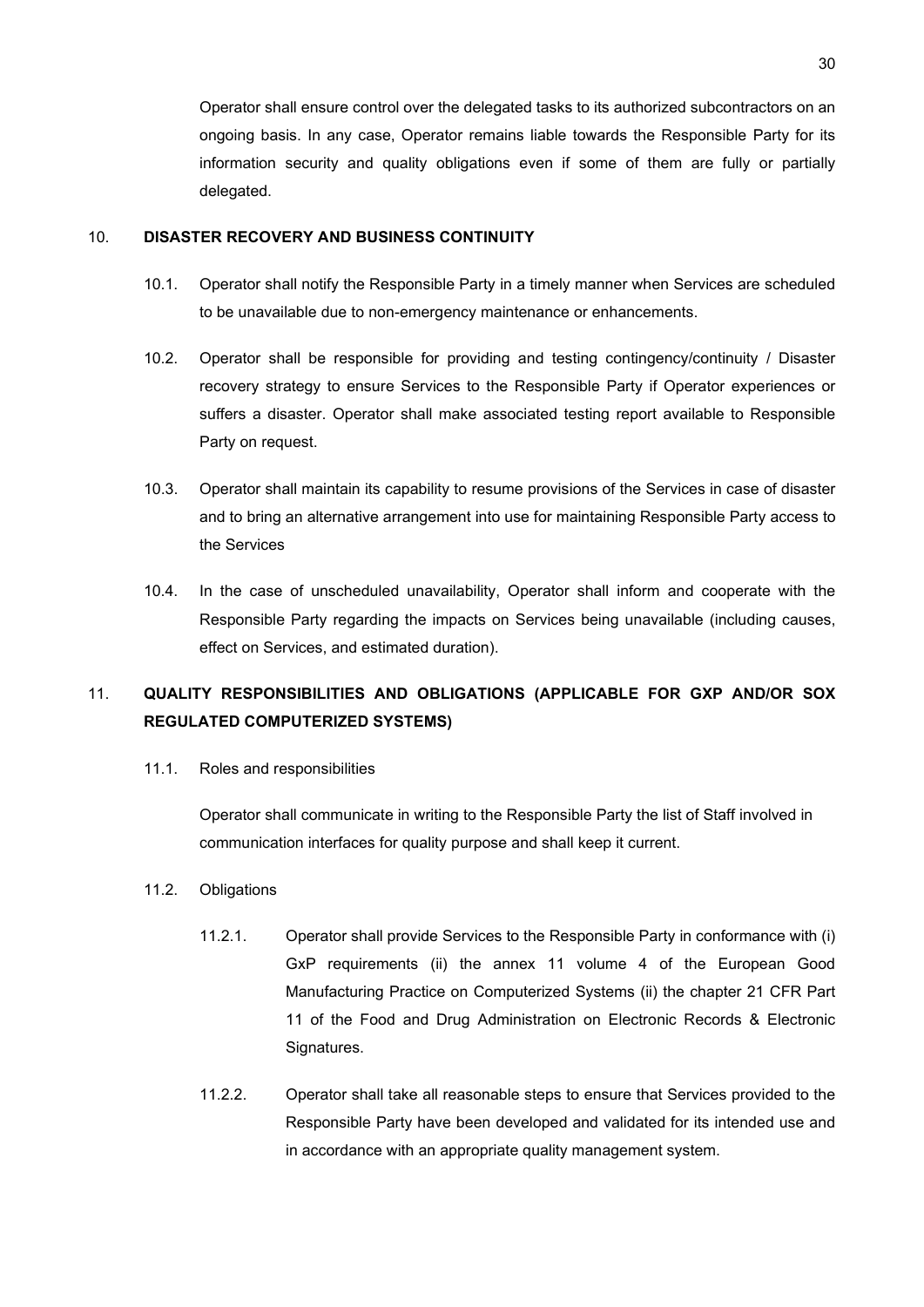Operator shall ensure control over the delegated tasks to its authorized subcontractors on an ongoing basis. In any case, Operator remains liable towards the Responsible Party for its information security and quality obligations even if some of them are fully or partially delegated.

## 10. DISASTER RECOVERY AND BUSINESS CONTINUITY

10.1. Operator shall notify the Responsible Party in a timely manner when Services are scheduled to be unavailable due to non-emergency maintenance or enhancements.

10.2. Operator shall be responsible for providing and testing contingency/continuity / Disaster recovery strategy to ensure Services to the Responsible Party if Operator experiences or suffers a disaster. Operator shall make associated testing report available to Responsible Party on request.

10.3. Operator shall maintain its capability to resume provisions of the Services in case of disaster and to bring an alternative arrangement into use for maintaining Responsible Party access to the Services

10.4. In the case of unscheduled unavailability, Operator shall inform and cooperate with the Responsible Party regarding the impacts on Services being unavailable (including causes, effect on Services, and estimated duration).

## 11. QUALITY RESPONSIBILITIES AND OBLIGATIONS (APPLICABLE FOR GXP AND/OR SOX REGULATED COMPUTERIZED SYSTEMS)

11.1. Roles and responsibilities

Operator shall communicate in writing to the Responsible Party the list of Staff involved in communication interfaces for quality purpose and shall keep it current.

11.2. Obligations

11.2.1. Operator shall provide Services to the Responsible Party in conformance with (i) GxP requirements (ii) the annex 11 volume 4 of the European Good Manufacturing Practice on Computerized Systems (ii) the chapter 21 CFR Part 11 of the Food and Drug Administration on Electronic Records & Electronic Signatures.

11.2.2. Operator shall take all reasonable steps to ensure that Services provided to the Responsible Party have been developed and validated for its intended use and in accordance with an appropriate quality management system.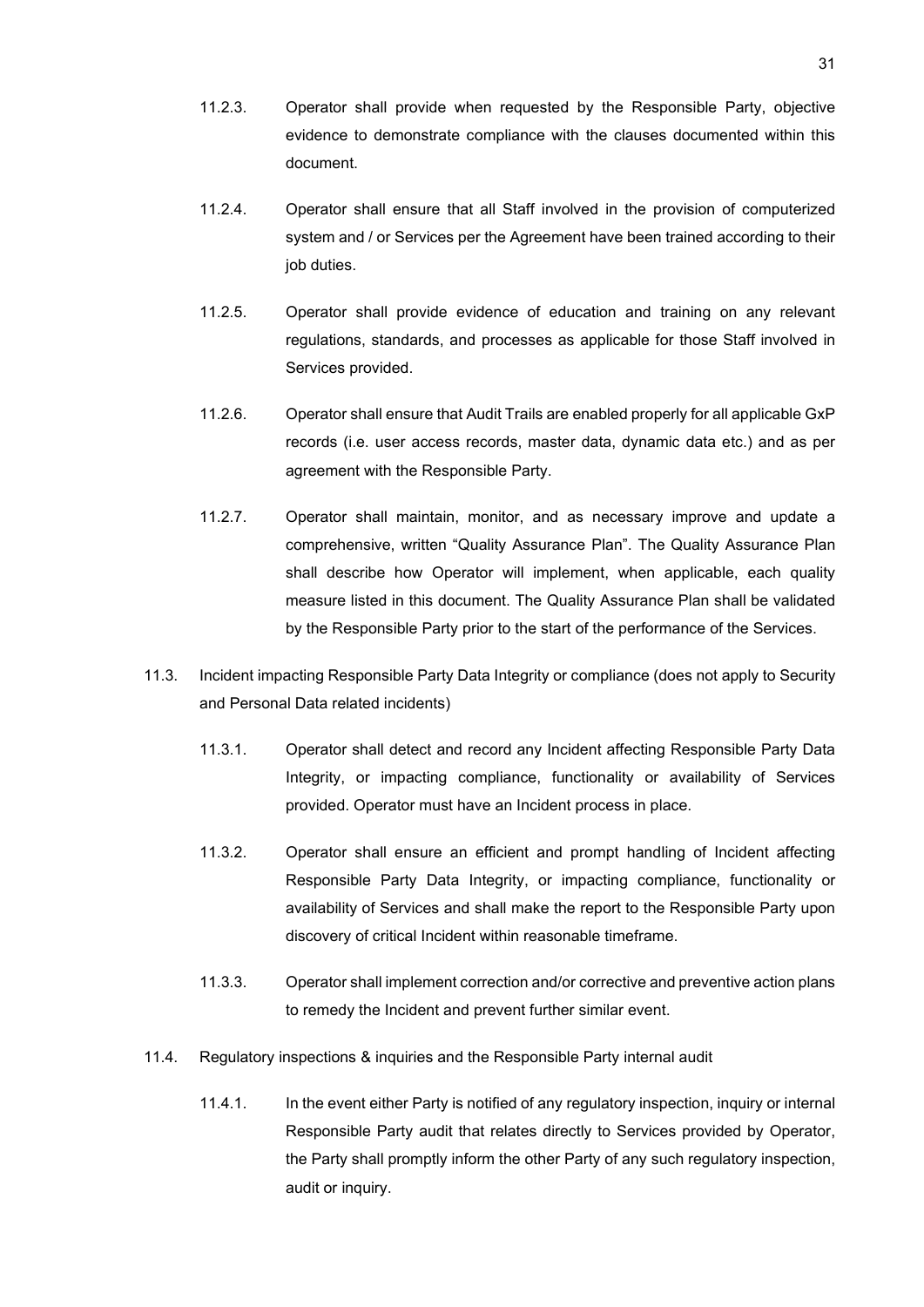11.2.3. Operator shall provide when requested by the Responsible Party, objective evidence to demonstrate compliance with the clauses documented within this document.

11.2.4. Operator shall ensure that all Staff involved in the provision of computerized system and / or Services per the Agreement have been trained according to their job duties.

11.2.5. Operator shall provide evidence of education and training on any relevant regulations, standards, and processes as applicable for those Staff involved in Services provided.

11.2.6. Operator shall ensure that Audit Trails are enabled properly for all applicable GxP records (i.e. user access records, master data, dynamic data etc.) and as per agreement with the Responsible Party.

11.2.7. Operator shall maintain, monitor, and as necessary improve and update a comprehensive, written "Quality Assurance Plan". The Quality Assurance Plan shall describe how Operator will implement, when applicable, each quality measure listed in this document. The Quality Assurance Plan shall be validated by the Responsible Party prior to the start of the performance of the Services.

11.3. Incident impacting Responsible Party Data Integrity or compliance (does not apply to Security and Personal Data related incidents)

11.3.1. Operator shall detect and record any Incident affecting Responsible Party Data Integrity, or impacting compliance, functionality or availability of Services provided. Operator must have an Incident process in place.

11.3.2. Operator shall ensure an efficient and prompt handling of Incident affecting Responsible Party Data Integrity, or impacting compliance, functionality or availability of Services and shall make the report to the Responsible Party upon discovery of critical Incident within reasonable timeframe.

11.3.3. Operator shall implement correction and/or corrective and preventive action plans to remedy the Incident and prevent further similar event.

11.4. Regulatory inspections & inquiries and the Responsible Party internal audit

11.4.1. In the event either Party is notified of any regulatory inspection, inquiry or internal Responsible Party audit that relates directly to Services provided by Operator, the Party shall promptly inform the other Party of any such regulatory inspection, audit or inquiry.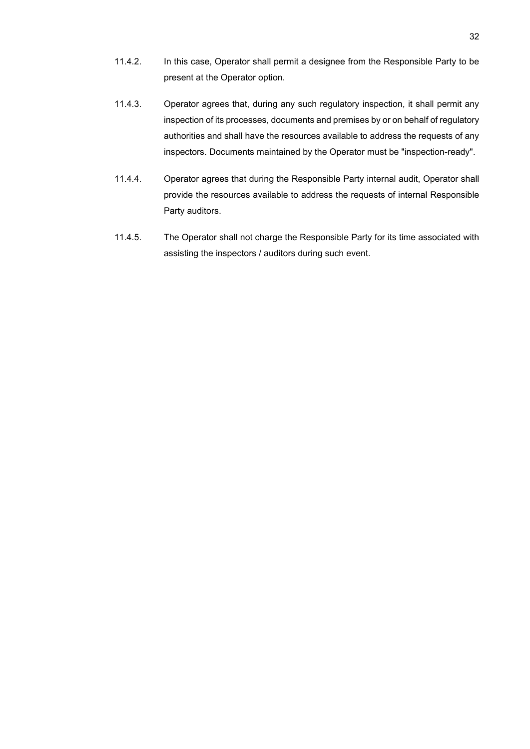11.4.2. In this case, Operator shall permit a designee from the Responsible Party to be present at the Operator option.

11.4.3. Operator agrees that, during any such regulatory inspection, it shall permit any inspection of its processes, documents and premises by or on behalf of regulatory authorities and shall have the resources available to address the requests of any inspectors. Documents maintained by the Operator must be "inspection-ready".

11.4.4. Operator agrees that during the Responsible Party internal audit, Operator shall provide the resources available to address the requests of internal Responsible Party auditors.

11.4.5. The Operator shall not charge the Responsible Party for its time associated with assisting the inspectors / auditors during such event.